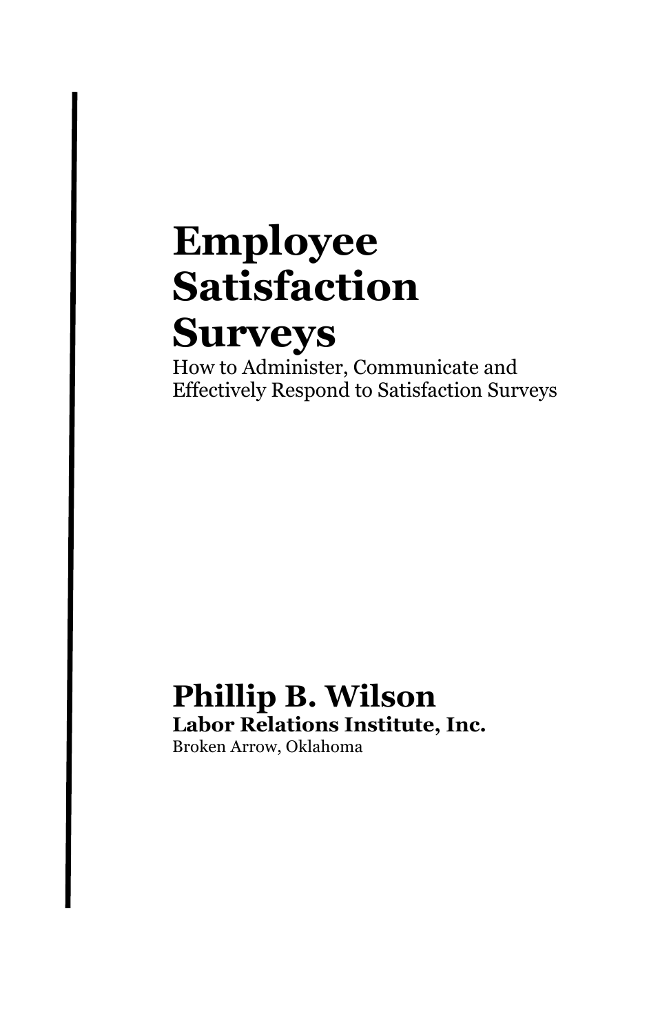# Employee Satisfaction Surveys

How to Administer, Communicate and Effectively Respond to Satisfaction Surveys

## Phillip B. Wilson

**Labor Relations Institute, Inc.**

Broken Arrow, Oklahoma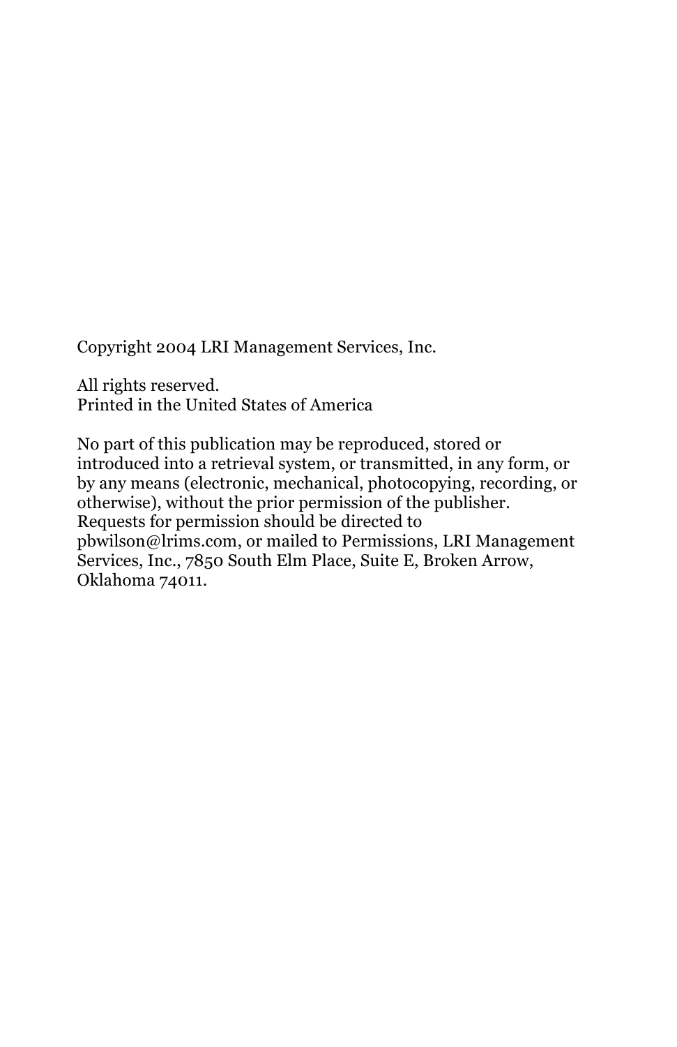Copyright 2004 LRI Management Services, Inc.

All rights reserved.
Printed in the United States of America

No part of this publication may be reproduced, stored or introduced into a retrieval system, or transmitted, in any form, or by any means (electronic, mechanical, photocopying, recording, or otherwise), without the prior permission of the publisher. Requests for permission should be directed to pbwilson@lrims.com, or mailed to Permissions, LRI Management Services, Inc., 7850 South Elm Place, Suite E, Broken Arrow, Oklahoma 74011.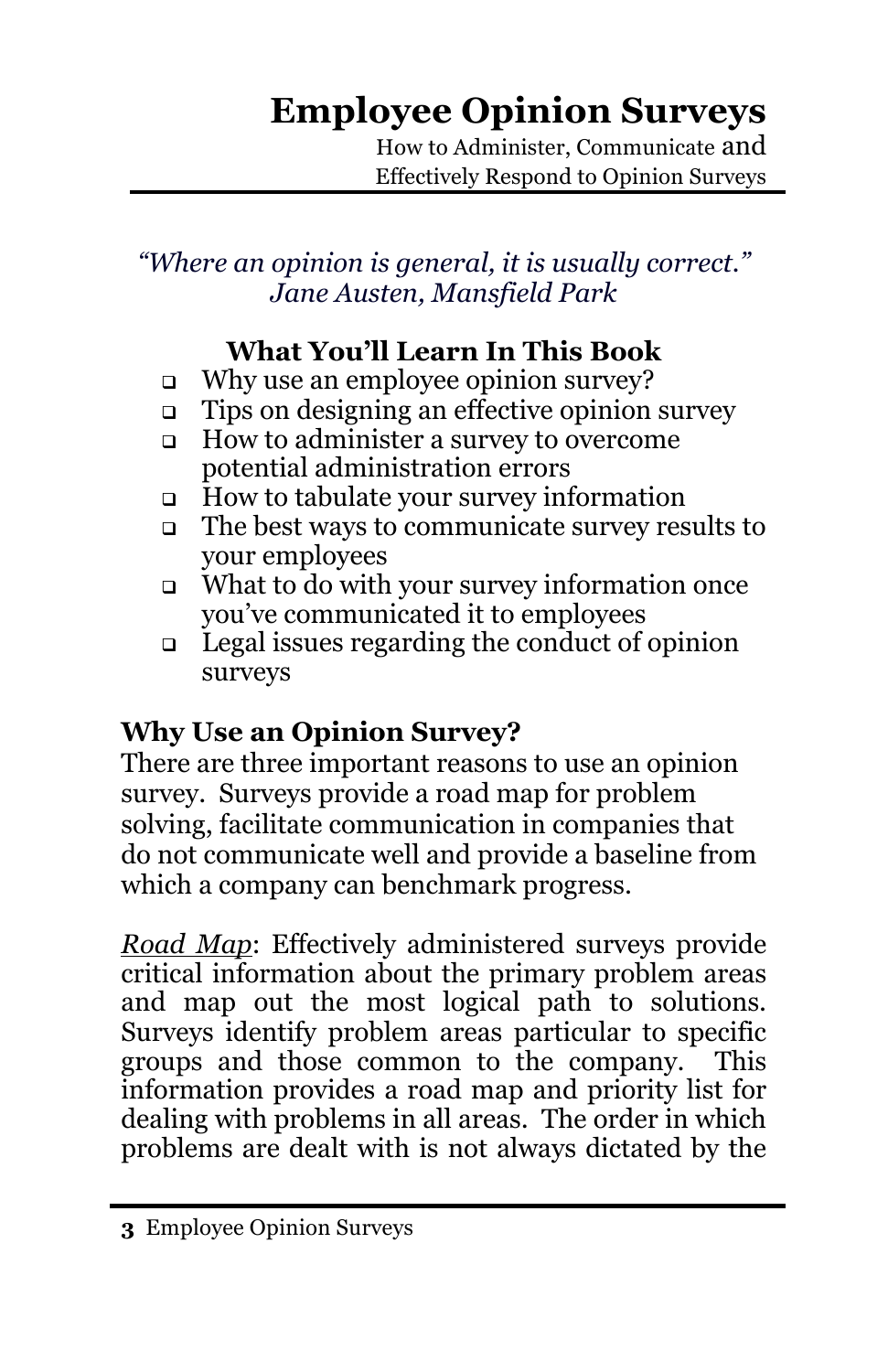# Employee Opinion Surveys

How to Administer, Communicate and Effectively Respond to Opinion Surveys

*"Where an opinion is general, it is usually correct."*
*Jane Austen, Mansfield Park*

## What You'll Learn In This Book

- Why use an employee opinion survey?
- Tips on designing an effective opinion survey
- How to administer a survey to overcome potential administration errors
- How to tabulate your survey information
- The best ways to communicate survey results to your employees
- What to do with your survey information once you've communicated it to employees
- Legal issues regarding the conduct of opinion surveys

## Why Use an Opinion Survey?

There are three important reasons to use an opinion survey. Surveys provide a road map for problem solving, facilitate communication in companies that do not communicate well and provide a baseline from which a company can benchmark progress.

*Road Map*: Effectively administered surveys provide critical information about the primary problem areas and map out the most logical path to solutions. Surveys identify problem areas particular to specific groups and those common to the company. This information provides a road map and priority list for dealing with problems in all areas. The order in which problems are dealt with is not always dictated by the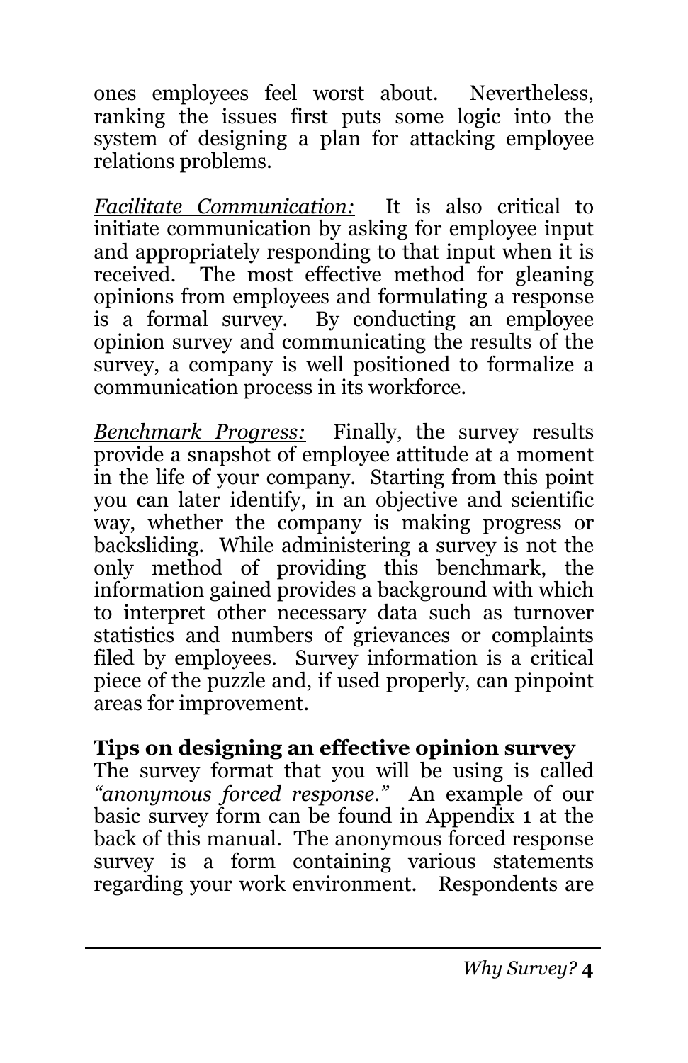ones employees feel worst about. Nevertheless, ranking the issues first puts some logic into the system of designing a plan for attacking employee relations problems.

*Facilitate Communication:* It is also critical to initiate communication by asking for employee input and appropriately responding to that input when it is received. The most effective method for gleaning opinions from employees and formulating a response is a formal survey. By conducting an employee opinion survey and communicating the results of the survey, a company is well positioned to formalize a communication process in its workforce.

*Benchmark Progress:* Finally, the survey results provide a snapshot of employee attitude at a moment in the life of your company. Starting from this point you can later identify, in an objective and scientific way, whether the company is making progress or backsliding. While administering a survey is not the only method of providing this benchmark, the information gained provides a background with which to interpret other necessary data such as turnover statistics and numbers of grievances or complaints filed by employees. Survey information is a critical piece of the puzzle and, if used properly, can pinpoint areas for improvement.

**Tips on designing an effective opinion survey**

The survey format that you will be using is called *"anonymous forced response."* An example of our basic survey form can be found in Appendix 1 at the back of this manual. The anonymous forced response survey is a form containing various statements regarding your work environment. Respondents are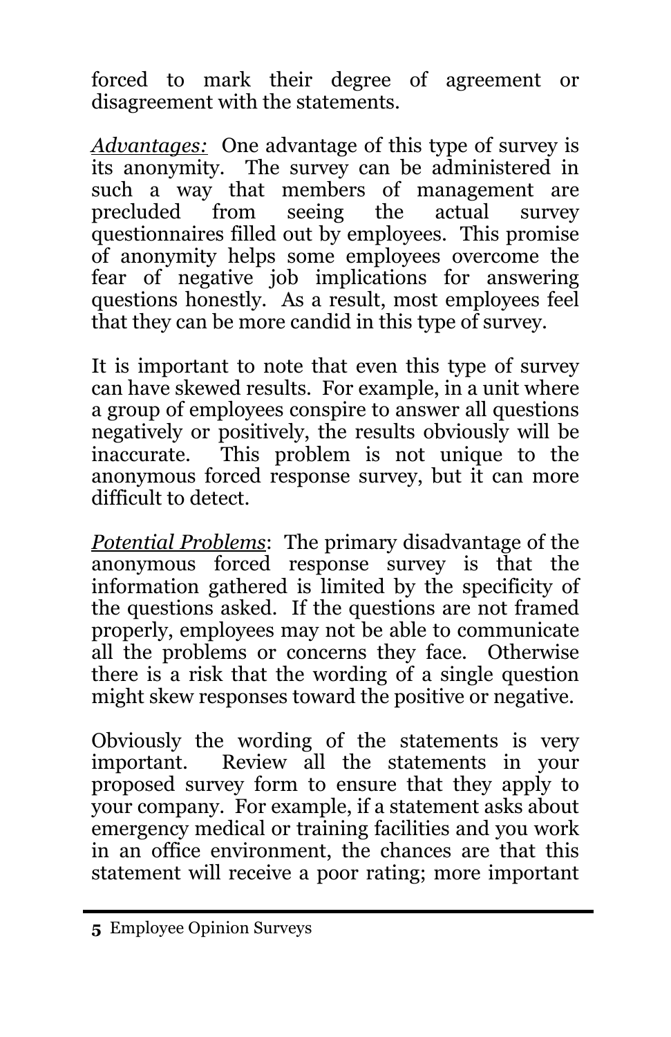forced to mark their degree of agreement or disagreement with the statements.

*Advantages:* One advantage of this type of survey is its anonymity. The survey can be administered in such a way that members of management are precluded from seeing the actual survey questionnaires filled out by employees. This promise of anonymity helps some employees overcome the fear of negative job implications for answering questions honestly. As a result, most employees feel that they can be more candid in this type of survey.

It is important to note that even this type of survey can have skewed results. For example, in a unit where a group of employees conspire to answer all questions negatively or positively, the results obviously will be inaccurate. This problem is not unique to the anonymous forced response survey, but it can more difficult to detect.

*Potential Problems*: The primary disadvantage of the anonymous forced response survey is that the information gathered is limited by the specificity of the questions asked. If the questions are not framed properly, employees may not be able to communicate all the problems or concerns they face. Otherwise there is a risk that the wording of a single question might skew responses toward the positive or negative.

Obviously the wording of the statements is very important. Review all the statements in your proposed survey form to ensure that they apply to your company. For example, if a statement asks about emergency medical or training facilities and you work in an office environment, the chances are that this statement will receive a poor rating; more important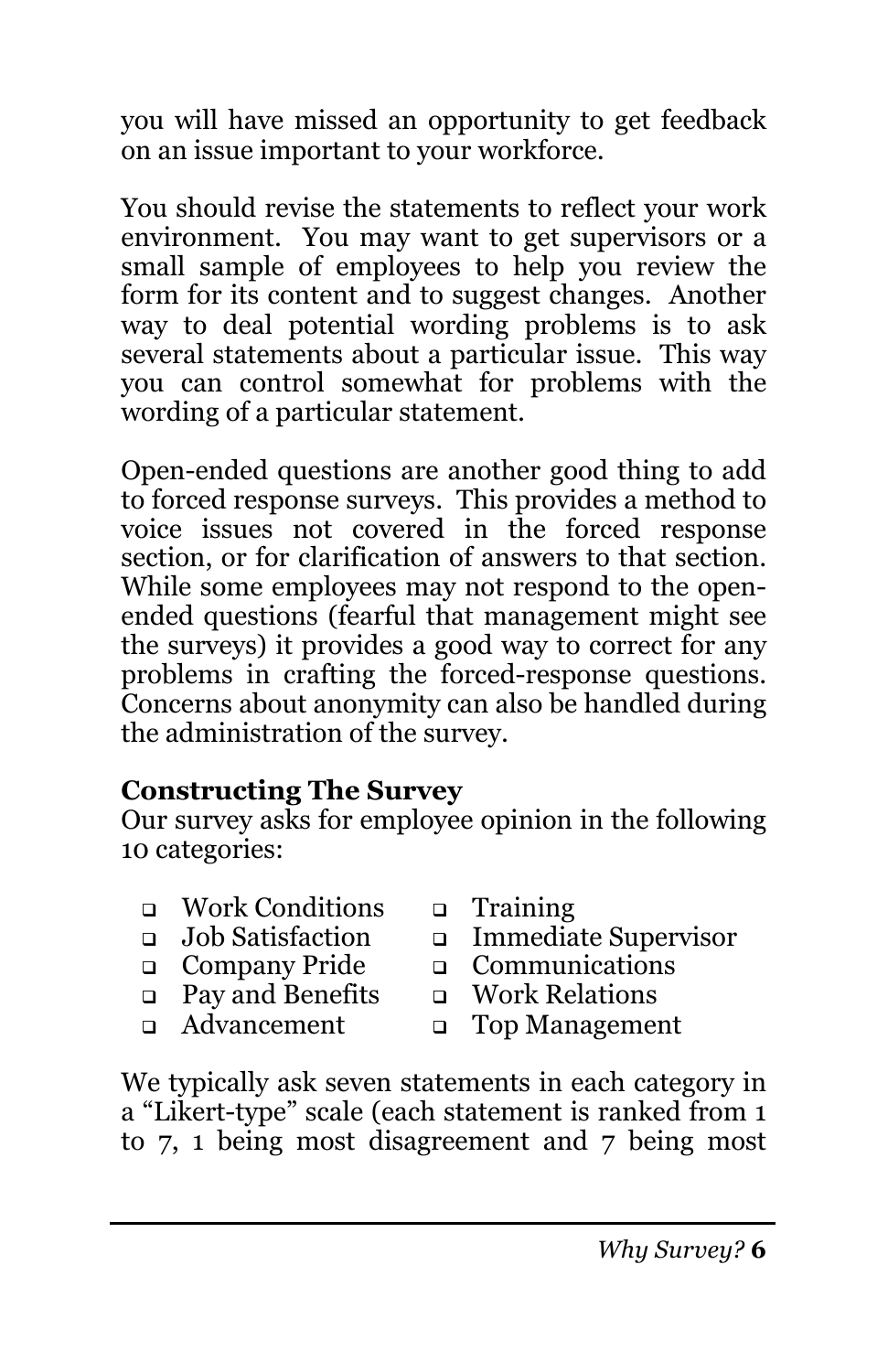you will have missed an opportunity to get feedback on an issue important to your workforce.

You should revise the statements to reflect your work environment. You may want to get supervisors or a small sample of employees to help you review the form for its content and to suggest changes. Another way to deal potential wording problems is to ask several statements about a particular issue. This way you can control somewhat for problems with the wording of a particular statement.

Open-ended questions are another good thing to add to forced response surveys. This provides a method to voice issues not covered in the forced response section, or for clarification of answers to that section. While some employees may not respond to the open-ended questions (fearful that management might see the surveys) it provides a good way to correct for any problems in crafting the forced-response questions. Concerns about anonymity can also be handled during the administration of the survey.

## Constructing The Survey

Our survey asks for employee opinion in the following 10 categories:

- Work Conditions
- Job Satisfaction
- Company Pride
- Pay and Benefits
- Advancement
- Training
- Immediate Supervisor
- Communications
- Work Relations
- Top Management

We typically ask seven statements in each category in a "Likert-type" scale (each statement is ranked from 1 to 7, 1 being most disagreement and 7 being most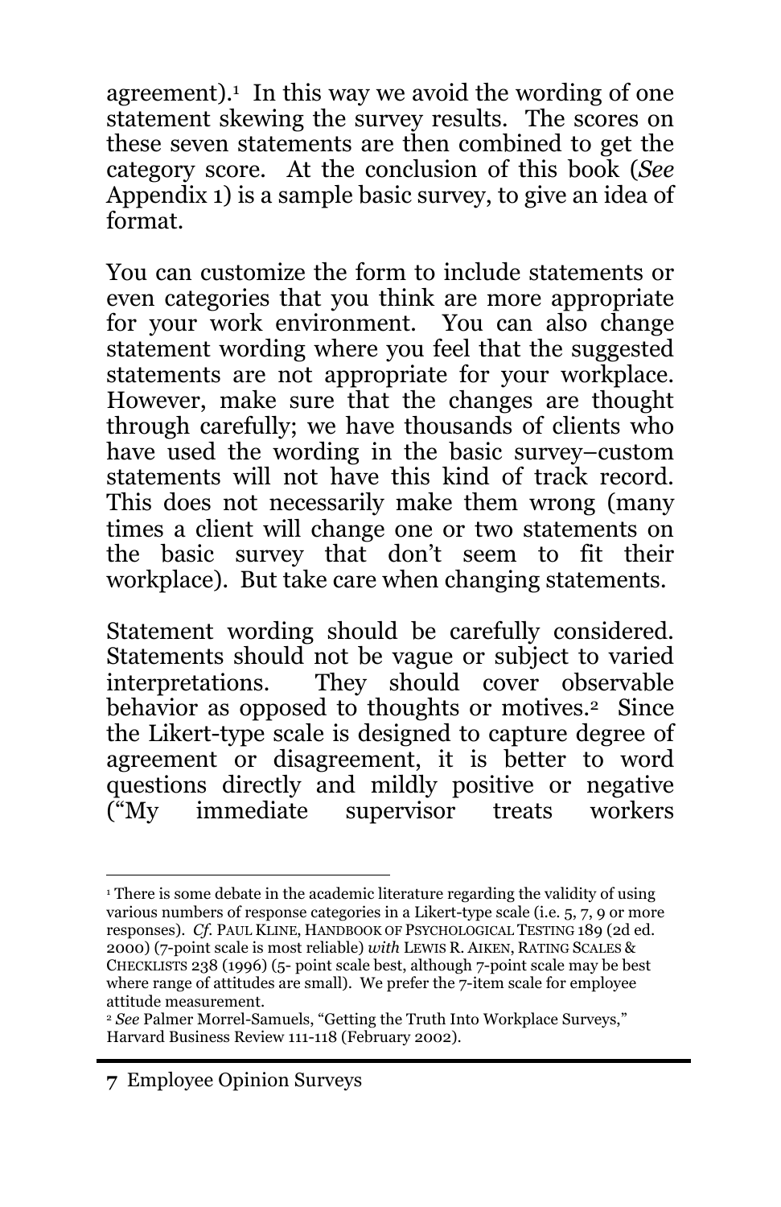agreement).[1] In this way we avoid the wording of one statement skewing the survey results. The scores on these seven statements are then combined to get the category score. At the conclusion of this book (*See* Appendix 1) is a sample basic survey, to give an idea of format.

You can customize the form to include statements or even categories that you think are more appropriate for your work environment. You can also change statement wording where you feel that the suggested statements are not appropriate for your workplace. However, make sure that the changes are thought through carefully; we have thousands of clients who have used the wording in the basic survey–custom statements will not have this kind of track record. This does not necessarily make them wrong (many times a client will change one or two statements on the basic survey that don't seem to fit their workplace). But take care when changing statements.

Statement wording should be carefully considered. Statements should not be vague or subject to varied interpretations. They should cover observable behavior as opposed to thoughts or motives.[2] Since the Likert-type scale is designed to capture degree of agreement or disagreement, it is better to word questions directly and mildly positive or negative ("My immediate supervisor treats workers

---

[1] There is some debate in the academic literature regarding the validity of using various numbers of response categories in a Likert-type scale (i.e. 5, 7, 9 or more responses). *Cf.* PAUL KLINE, HANDBOOK OF PSYCHOLOGICAL TESTING 189 (2d ed. 2000) (7-point scale is most reliable) *with* LEWIS R. AIKEN, RATING SCALES & CHECKLISTS 238 (1996) (5- point scale best, although 7-point scale may be best where range of attitudes are small). We prefer the 7-item scale for employee attitude measurement.

[2] *See* Palmer Morrel-Samuels, "Getting the Truth Into Workplace Surveys," Harvard Business Review 111-118 (February 2002).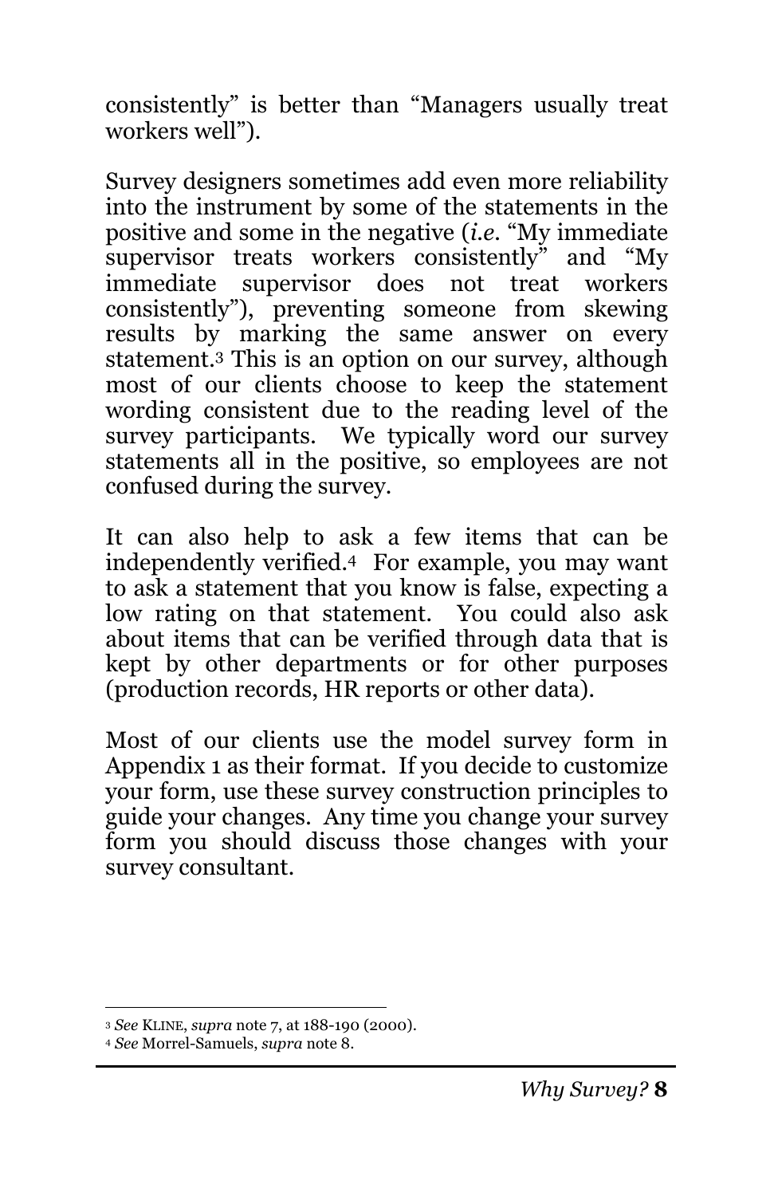consistently" is better than "Managers usually treat workers well").

Survey designers sometimes add even more reliability into the instrument by some of the statements in the positive and some in the negative (*i.e.* "My immediate supervisor treats workers consistently" and "My immediate supervisor does not treat workers consistently"), preventing someone from skewing results by marking the same answer on every statement.[3] This is an option on our survey, although most of our clients choose to keep the statement wording consistent due to the reading level of the survey participants. We typically word our survey statements all in the positive, so employees are not confused during the survey.

It can also help to ask a few items that can be independently verified.[4] For example, you may want to ask a statement that you know is false, expecting a low rating on that statement. You could also ask about items that can be verified through data that is kept by other departments or for other purposes (production records, HR reports or other data).

Most of our clients use the model survey form in Appendix 1 as their format. If you decide to customize your form, use these survey construction principles to guide your changes. Any time you change your survey form you should discuss those changes with your survey consultant.

---

[3] *See* KLINE, *supra* note 7, at 188-190 (2000).

[4] *See* Morrel-Samuels, *supra* note 8.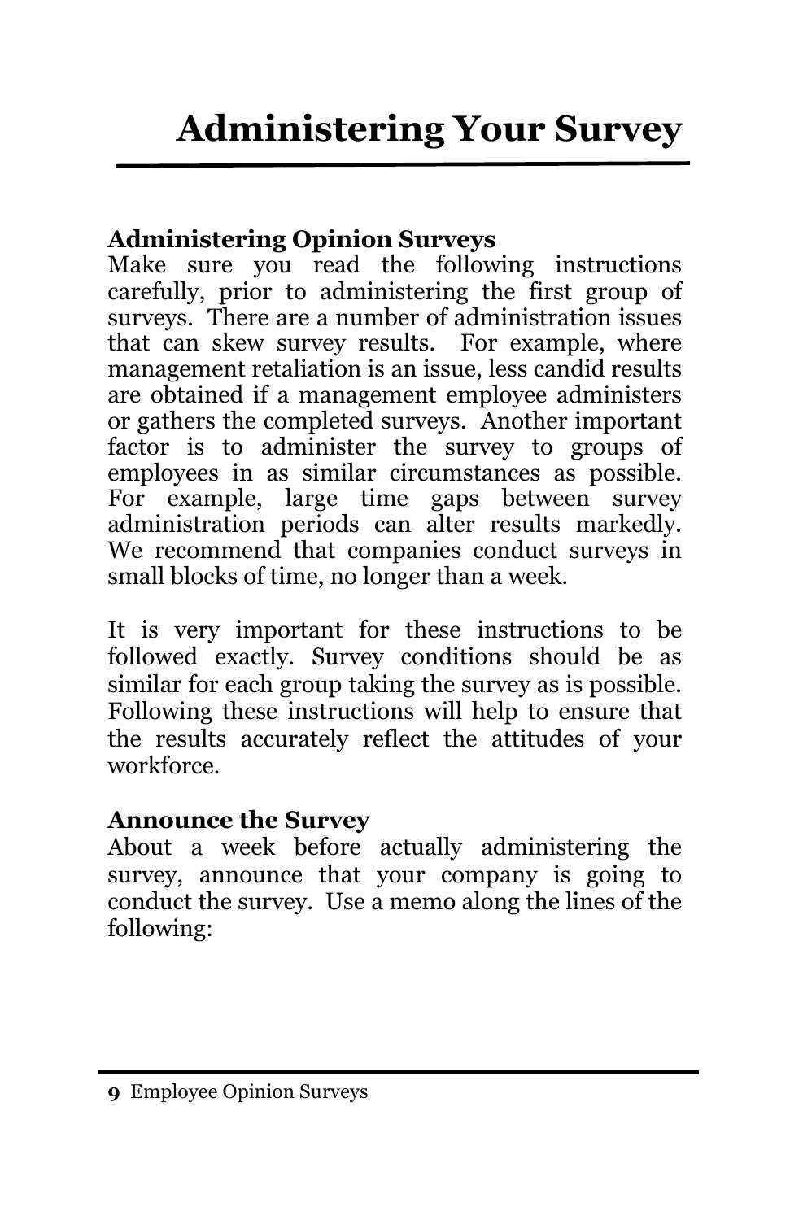# Administering Your Survey

**Administering Opinion Surveys**
Make sure you read the following instructions carefully, prior to administering the first group of surveys. There are a number of administration issues that can skew survey results. For example, where management retaliation is an issue, less candid results are obtained if a management employee administers or gathers the completed surveys. Another important factor is to administer the survey to groups of employees in as similar circumstances as possible. For example, large time gaps between survey administration periods can alter results markedly. We recommend that companies conduct surveys in small blocks of time, no longer than a week.

It is very important for these instructions to be followed exactly. Survey conditions should be as similar for each group taking the survey as is possible. Following these instructions will help to ensure that the results accurately reflect the attitudes of your workforce.

**Announce the Survey**
About a week before actually administering the survey, announce that your company is going to conduct the survey. Use a memo along the lines of the following: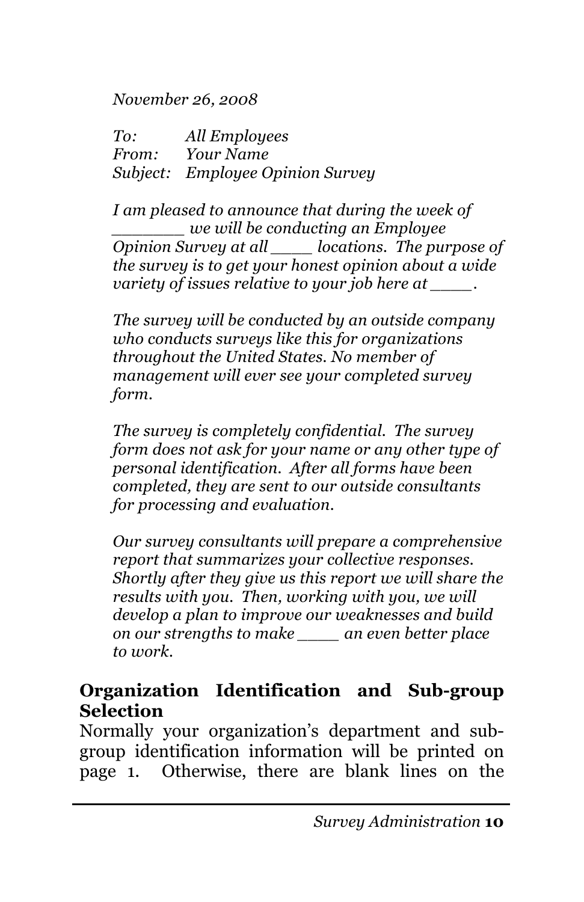*November 26, 2008*

*To: All Employees*
*From: Your Name*
*Subject: Employee Opinion Survey*

*I am pleased to announce that during the week of _______ we will be conducting an Employee Opinion Survey at all ____ locations. The purpose of the survey is to get your honest opinion about a wide variety of issues relative to your job here at ____.*

*The survey will be conducted by an outside company who conducts surveys like this for organizations throughout the United States. No member of management will ever see your completed survey form.*

*The survey is completely confidential. The survey form does not ask for your name or any other type of personal identification. After all forms have been completed, they are sent to our outside consultants for processing and evaluation.*

*Our survey consultants will prepare a comprehensive report that summarizes your collective responses. Shortly after they give us this report we will share the results with you. Then, working with you, we will develop a plan to improve our weaknesses and build on our strengths to make ____ an even better place to work.*

## Organization Identification and Sub-group Selection

Normally your organization's department and sub-group identification information will be printed on page 1. Otherwise, there are blank lines on the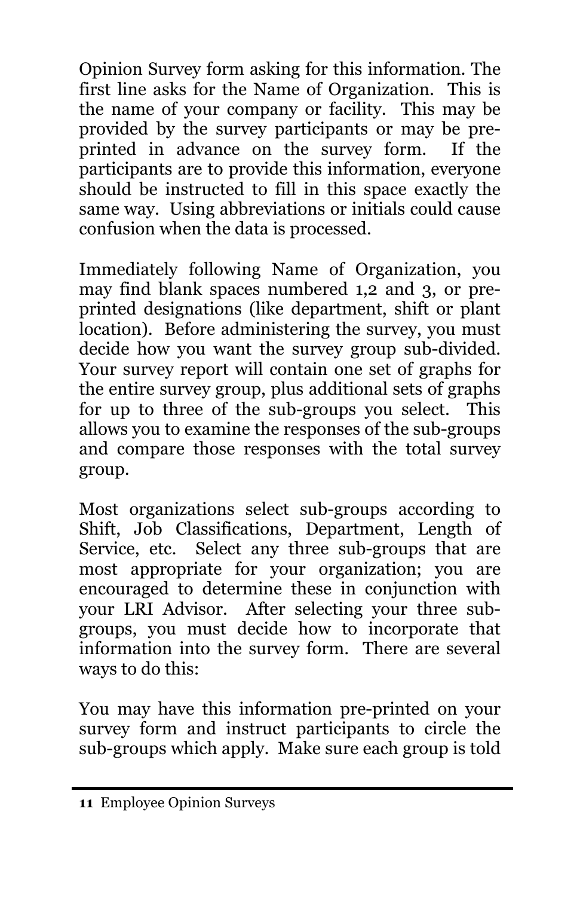Opinion Survey form asking for this information. The first line asks for the Name of Organization. This is the name of your company or facility. This may be provided by the survey participants or may be pre-printed in advance on the survey form. If the participants are to provide this information, everyone should be instructed to fill in this space exactly the same way. Using abbreviations or initials could cause confusion when the data is processed.

Immediately following Name of Organization, you may find blank spaces numbered 1,2 and 3, or pre-printed designations (like department, shift or plant location). Before administering the survey, you must decide how you want the survey group sub-divided. Your survey report will contain one set of graphs for the entire survey group, plus additional sets of graphs for up to three of the sub-groups you select. This allows you to examine the responses of the sub-groups and compare those responses with the total survey group.

Most organizations select sub-groups according to Shift, Job Classifications, Department, Length of Service, etc. Select any three sub-groups that are most appropriate for your organization; you are encouraged to determine these in conjunction with your LRI Advisor. After selecting your three sub-groups, you must decide how to incorporate that information into the survey form. There are several ways to do this:

You may have this information pre-printed on your survey form and instruct participants to circle the sub-groups which apply. Make sure each group is told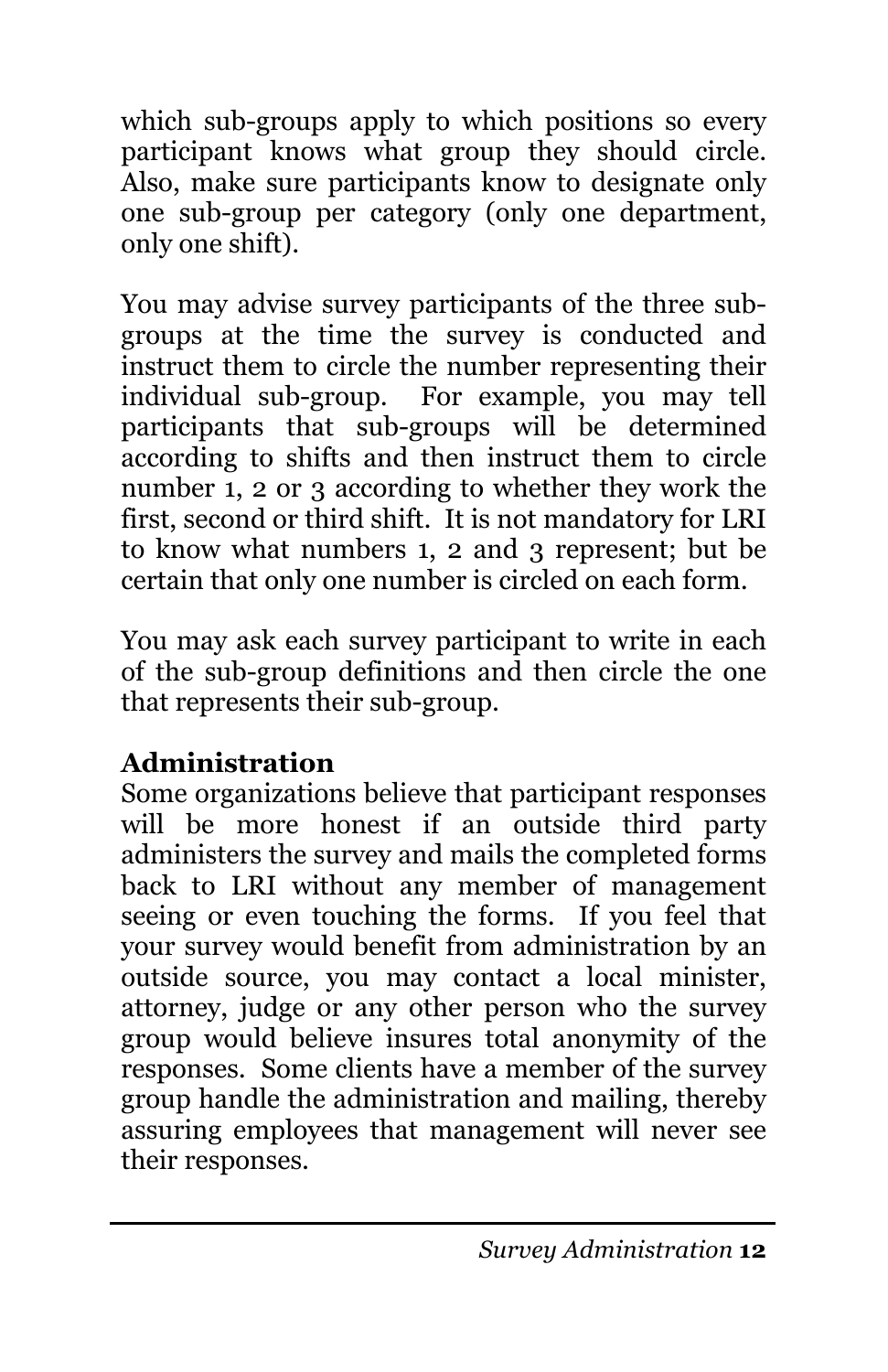which sub-groups apply to which positions so every participant knows what group they should circle. Also, make sure participants know to designate only one sub-group per category (only one department, only one shift).

You may advise survey participants of the three sub-groups at the time the survey is conducted and instruct them to circle the number representing their individual sub-group. For example, you may tell participants that sub-groups will be determined according to shifts and then instruct them to circle number 1, 2 or 3 according to whether they work the first, second or third shift. It is not mandatory for LRI to know what numbers 1, 2 and 3 represent; but be certain that only one number is circled on each form.

You may ask each survey participant to write in each of the sub-group definitions and then circle the one that represents their sub-group.

**Administration**

Some organizations believe that participant responses will be more honest if an outside third party administers the survey and mails the completed forms back to LRI without any member of management seeing or even touching the forms. If you feel that your survey would benefit from administration by an outside source, you may contact a local minister, attorney, judge or any other person who the survey group would believe insures total anonymity of the responses. Some clients have a member of the survey group handle the administration and mailing, thereby assuring employees that management will never see their responses.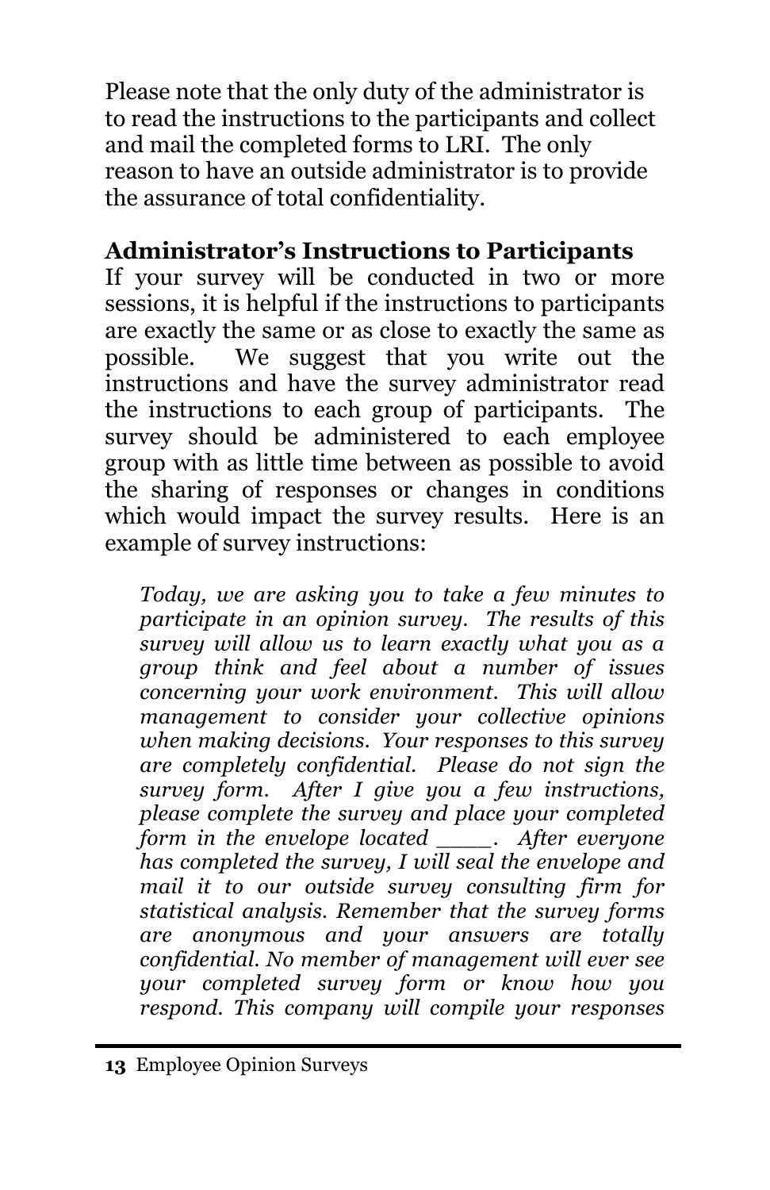Please note that the only duty of the administrator is to read the instructions to the participants and collect and mail the completed forms to LRI. The only reason to have an outside administrator is to provide the assurance of total confidentiality.

## Administrator's Instructions to Participants

If your survey will be conducted in two or more sessions, it is helpful if the instructions to participants are exactly the same or as close to exactly the same as possible. We suggest that you write out the instructions and have the survey administrator read the instructions to each group of participants. The survey should be administered to each employee group with as little time between as possible to avoid the sharing of responses or changes in conditions which would impact the survey results. Here is an example of survey instructions:

> *Today, we are asking you to take a few minutes to participate in an opinion survey. The results of this survey will allow us to learn exactly what you as a group think and feel about a number of issues concerning your work environment. This will allow management to consider your collective opinions when making decisions. Your responses to this survey are completely confidential. Please do not sign the survey form. After I give you a few instructions, please complete the survey and place your completed form in the envelope located ____. After everyone has completed the survey, I will seal the envelope and mail it to our outside survey consulting firm for statistical analysis. Remember that the survey forms are anonymous and your answers are totally confidential. No member of management will ever see your completed survey form or know how you respond. This company will compile your responses*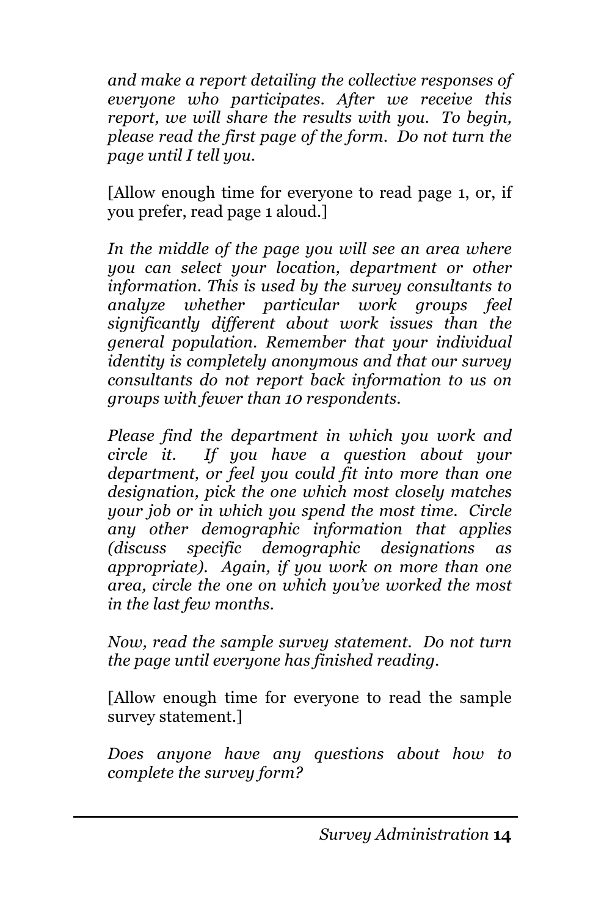*and make a report detailing the collective responses of everyone who participates. After we receive this report, we will share the results with you. To begin, please read the first page of the form. Do not turn the page until I tell you.*

[Allow enough time for everyone to read page 1, or, if you prefer, read page 1 aloud.]

*In the middle of the page you will see an area where you can select your location, department or other information. This is used by the survey consultants to analyze whether particular work groups feel significantly different about work issues than the general population. Remember that your individual identity is completely anonymous and that our survey consultants do not report back information to us on groups with fewer than 10 respondents.*

*Please find the department in which you work and circle it. If you have a question about your department, or feel you could fit into more than one designation, pick the one which most closely matches your job or in which you spend the most time. Circle any other demographic information that applies (discuss specific demographic designations as appropriate). Again, if you work on more than one area, circle the one on which you've worked the most in the last few months.*

*Now, read the sample survey statement. Do not turn the page until everyone has finished reading.*

[Allow enough time for everyone to read the sample survey statement.]

*Does anyone have any questions about how to complete the survey form?*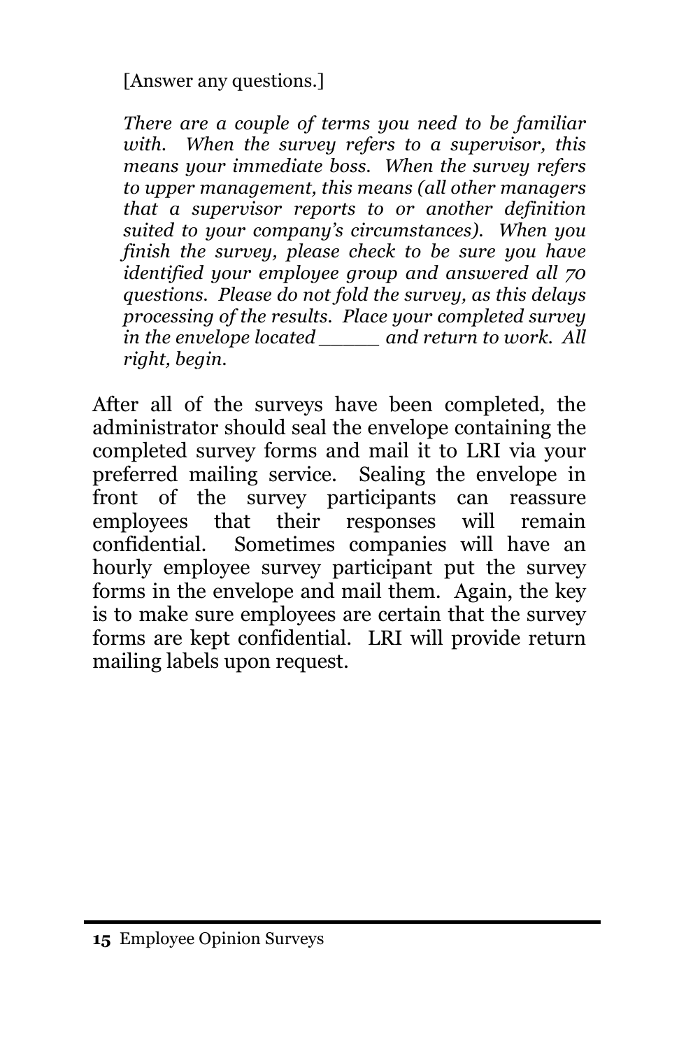[Answer any questions.]

*There are a couple of terms you need to be familiar with. When the survey refers to a supervisor, this means your immediate boss. When the survey refers to upper management, this means (all other managers that a supervisor reports to or another definition suited to your company's circumstances). When you finish the survey, please check to be sure you have identified your employee group and answered all 70 questions. Please do not fold the survey, as this delays processing of the results. Place your completed survey in the envelope located _____ and return to work. All right, begin.*

After all of the surveys have been completed, the administrator should seal the envelope containing the completed survey forms and mail it to LRI via your preferred mailing service. Sealing the envelope in front of the survey participants can reassure employees that their responses will remain confidential. Sometimes companies will have an hourly employee survey participant put the survey forms in the envelope and mail them. Again, the key is to make sure employees are certain that the survey forms are kept confidential. LRI will provide return mailing labels upon request.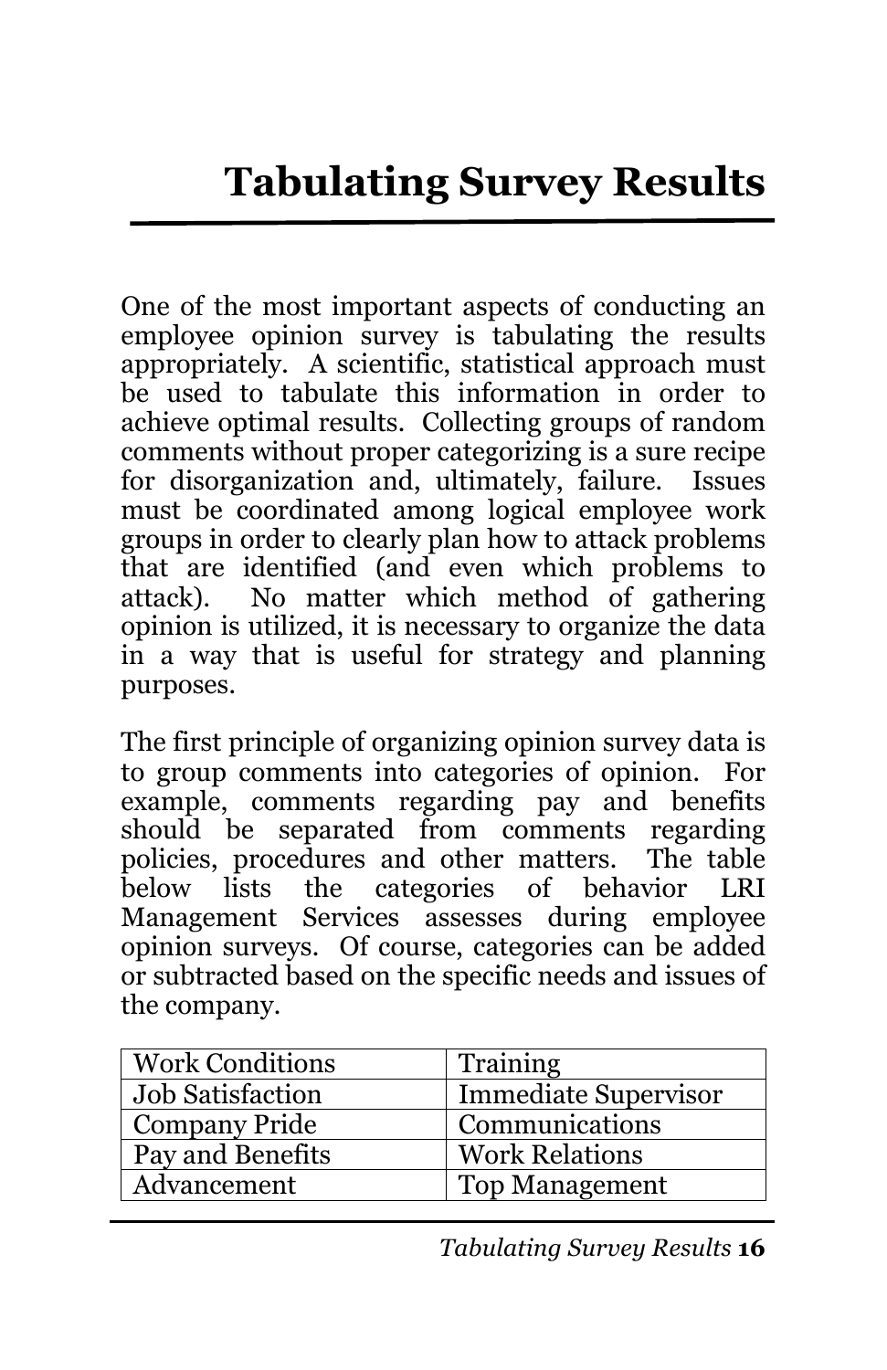# Tabulating Survey Results

One of the most important aspects of conducting an employee opinion survey is tabulating the results appropriately. A scientific, statistical approach must be used to tabulate this information in order to achieve optimal results. Collecting groups of random comments without proper categorizing is a sure recipe for disorganization and, ultimately, failure. Issues must be coordinated among logical employee work groups in order to clearly plan how to attack problems that are identified (and even which problems to attack). No matter which method of gathering opinion is utilized, it is necessary to organize the data in a way that is useful for strategy and planning purposes.

The first principle of organizing opinion survey data is to group comments into categories of opinion. For example, comments regarding pay and benefits should be separated from comments regarding policies, procedures and other matters. The table below lists the categories of behavior LRI Management Services assesses during employee opinion surveys. Of course, categories can be added or subtracted based on the specific needs and issues of the company.

| | |
|---|---|
| Work Conditions | Training |
| Job Satisfaction | Immediate Supervisor |
| Company Pride | Communications |
| Pay and Benefits | Work Relations |
| Advancement | Top Management |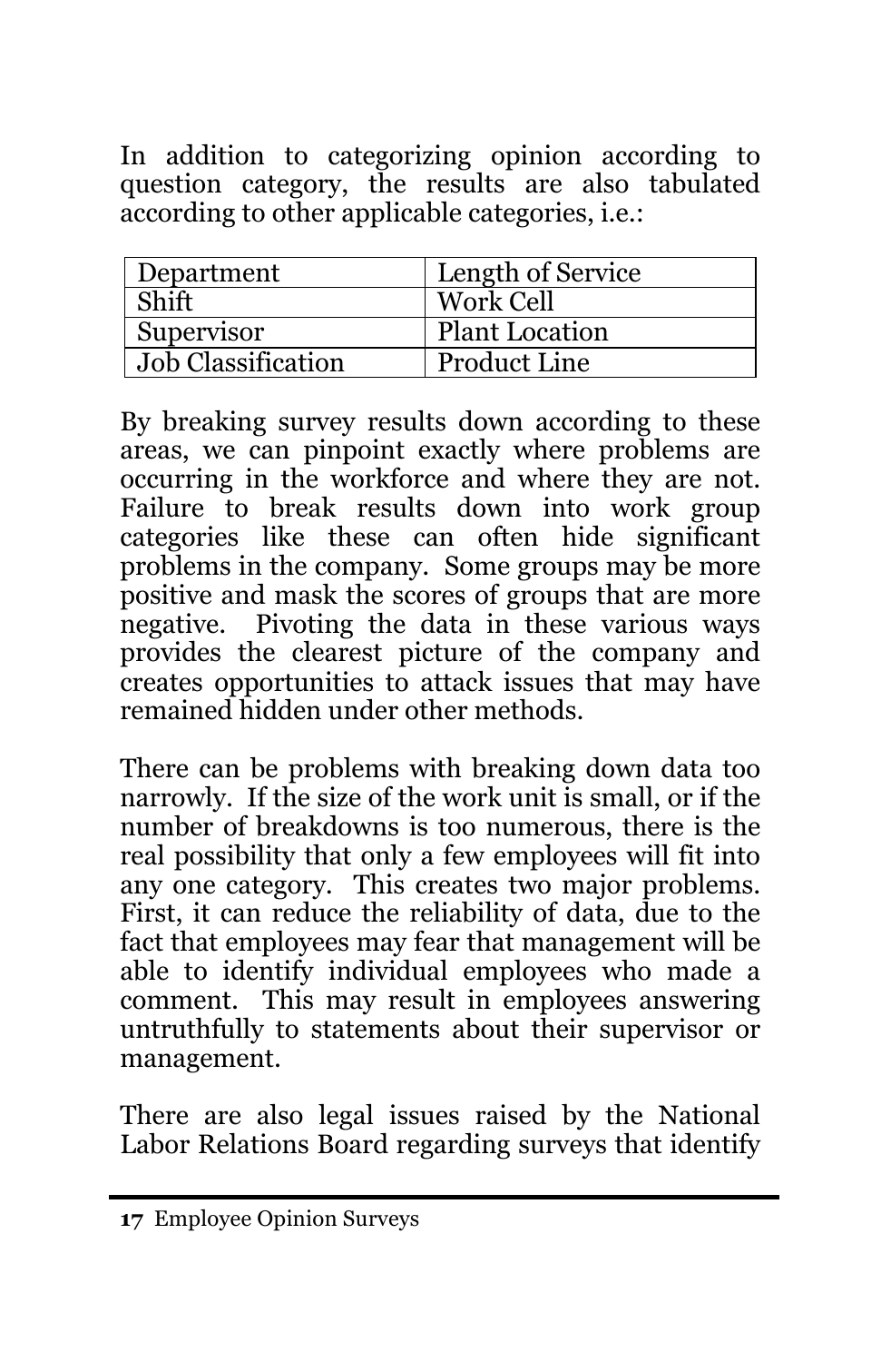In addition to categorizing opinion according to question category, the results are also tabulated according to other applicable categories, i.e.:

| Department | Length of Service |
|---|---|
| Shift | Work Cell |
| Supervisor | Plant Location |
| Job Classification | Product Line |

By breaking survey results down according to these areas, we can pinpoint exactly where problems are occurring in the workforce and where they are not. Failure to break results down into work group categories like these can often hide significant problems in the company. Some groups may be more positive and mask the scores of groups that are more negative. Pivoting the data in these various ways provides the clearest picture of the company and creates opportunities to attack issues that may have remained hidden under other methods.

There can be problems with breaking down data too narrowly. If the size of the work unit is small, or if the number of breakdowns is too numerous, there is the real possibility that only a few employees will fit into any one category. This creates two major problems. First, it can reduce the reliability of data, due to the fact that employees may fear that management will be able to identify individual employees who made a comment. This may result in employees answering untruthfully to statements about their supervisor or management.

There are also legal issues raised by the National Labor Relations Board regarding surveys that identify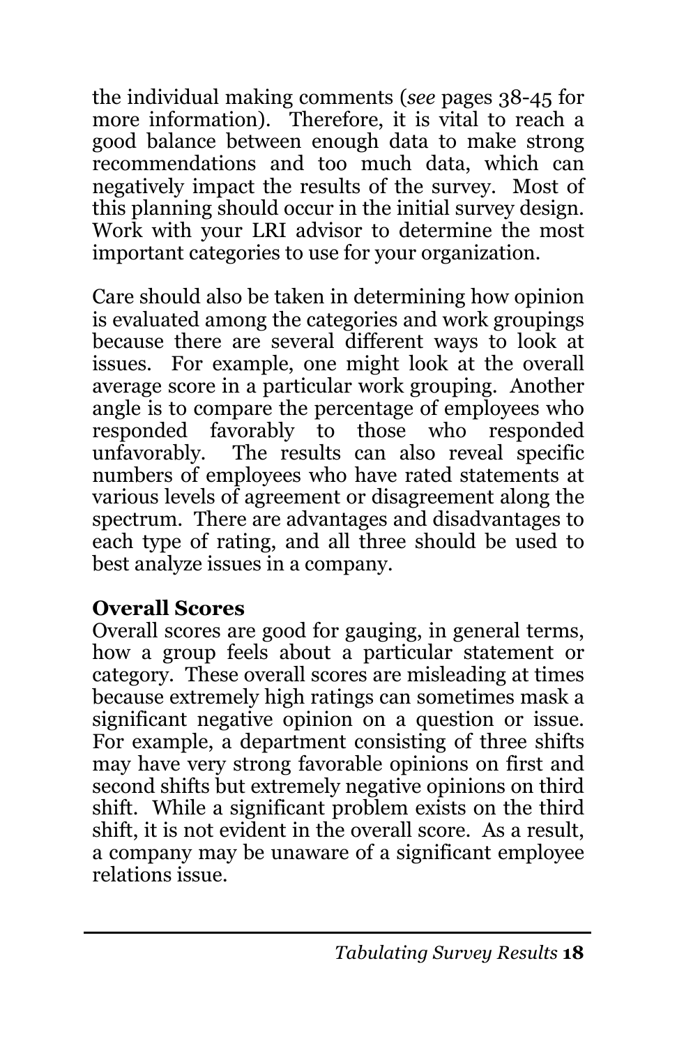the individual making comments (*see* pages 38-45 for more information). Therefore, it is vital to reach a good balance between enough data to make strong recommendations and too much data, which can negatively impact the results of the survey. Most of this planning should occur in the initial survey design. Work with your LRI advisor to determine the most important categories to use for your organization.

Care should also be taken in determining how opinion is evaluated among the categories and work groupings because there are several different ways to look at issues. For example, one might look at the overall average score in a particular work grouping. Another angle is to compare the percentage of employees who responded favorably to those who responded unfavorably. The results can also reveal specific numbers of employees who have rated statements at various levels of agreement or disagreement along the spectrum. There are advantages and disadvantages to each type of rating, and all three should be used to best analyze issues in a company.

**Overall Scores**

Overall scores are good for gauging, in general terms, how a group feels about a particular statement or category. These overall scores are misleading at times because extremely high ratings can sometimes mask a significant negative opinion on a question or issue. For example, a department consisting of three shifts may have very strong favorable opinions on first and second shifts but extremely negative opinions on third shift. While a significant problem exists on the third shift, it is not evident in the overall score. As a result, a company may be unaware of a significant employee relations issue.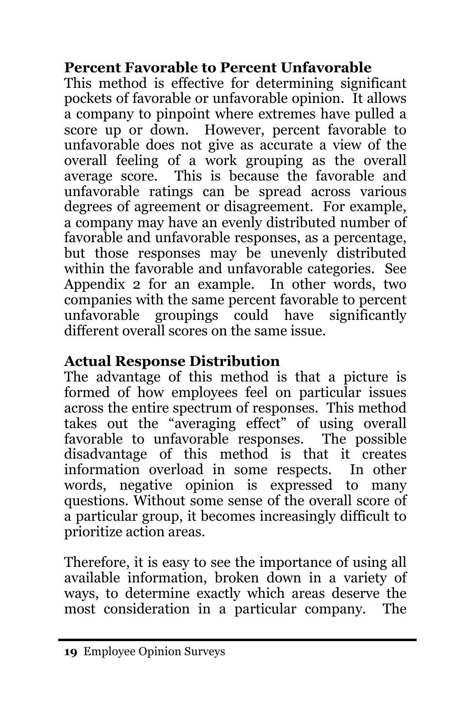**Percent Favorable to Percent Unfavorable**

This method is effective for determining significant pockets of favorable or unfavorable opinion. It allows a company to pinpoint where extremes have pulled a score up or down. However, percent favorable to unfavorable does not give as accurate a view of the overall feeling of a work grouping as the overall average score. This is because the favorable and unfavorable ratings can be spread across various degrees of agreement or disagreement. For example, a company may have an evenly distributed number of favorable and unfavorable responses, as a percentage, but those responses may be unevenly distributed within the favorable and unfavorable categories. See Appendix 2 for an example. In other words, two companies with the same percent favorable to percent unfavorable groupings could have significantly different overall scores on the same issue.

**Actual Response Distribution**

The advantage of this method is that a picture is formed of how employees feel on particular issues across the entire spectrum of responses. This method takes out the "averaging effect" of using overall favorable to unfavorable responses. The possible disadvantage of this method is that it creates information overload in some respects. In other words, negative opinion is expressed to many questions. Without some sense of the overall score of a particular group, it becomes increasingly difficult to prioritize action areas.

Therefore, it is easy to see the importance of using all available information, broken down in a variety of ways, to determine exactly which areas deserve the most consideration in a particular company. The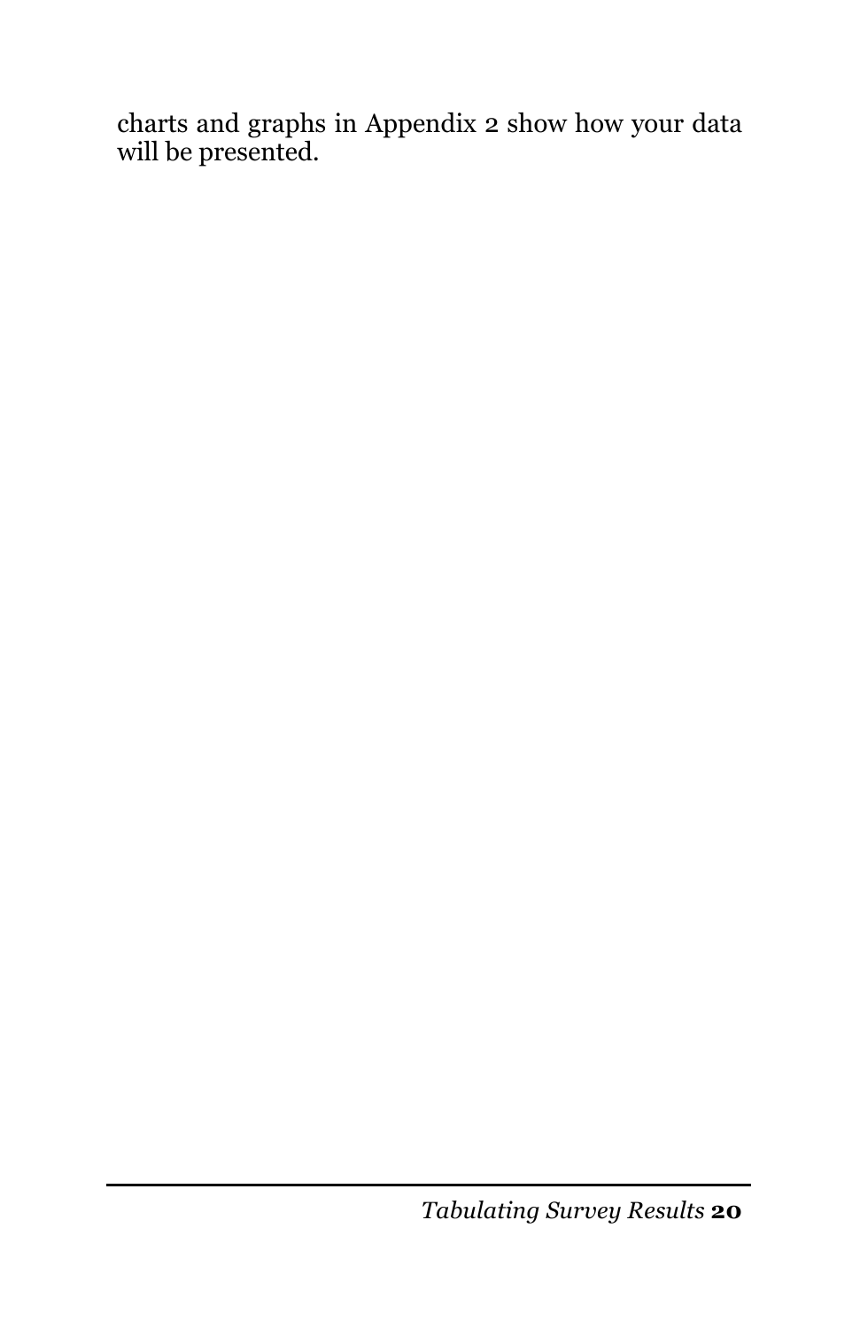charts and graphs in Appendix 2 show how your data will be presented.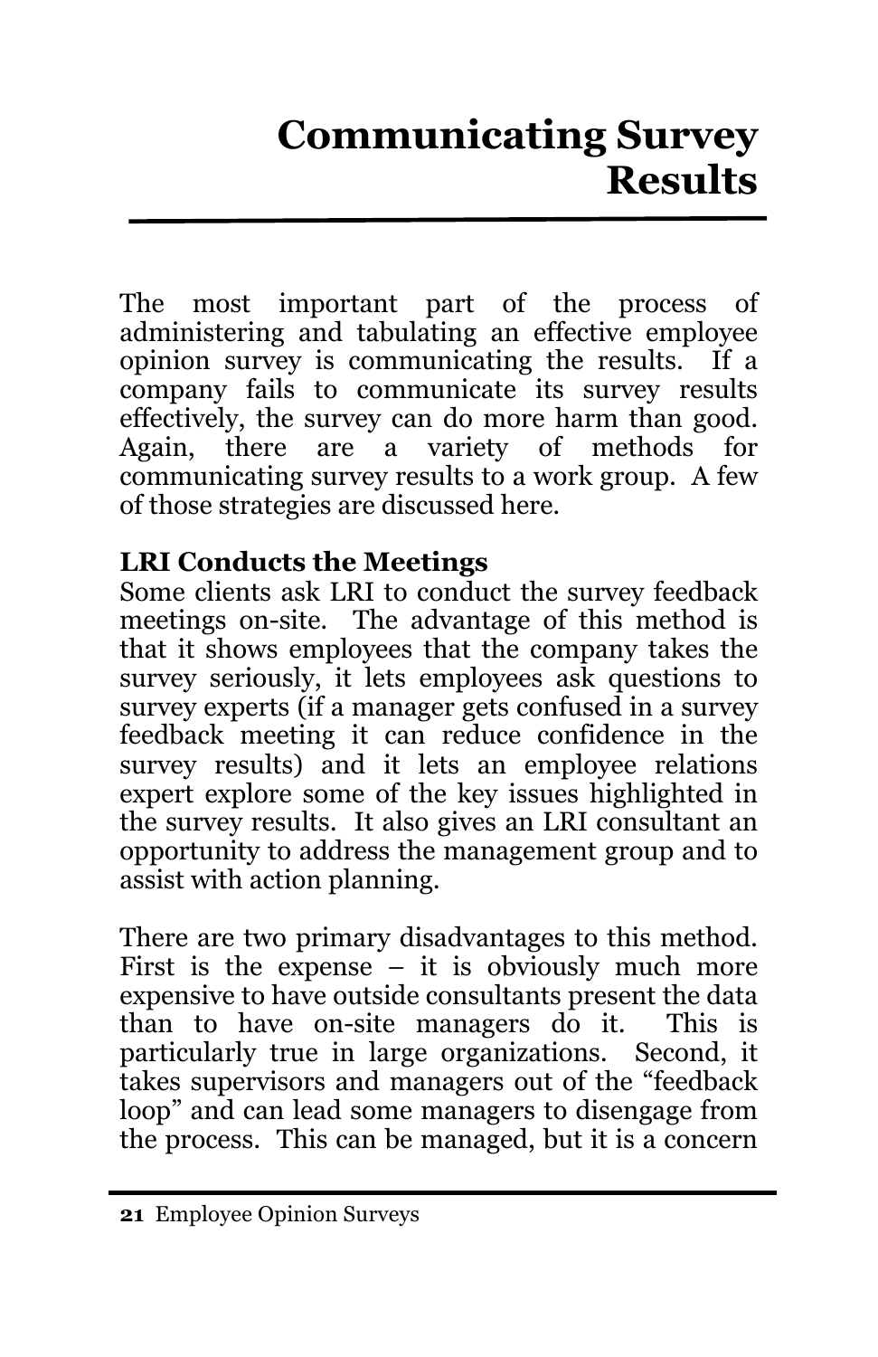# Communicating Survey Results

The most important part of the process of administering and tabulating an effective employee opinion survey is communicating the results. If a company fails to communicate its survey results effectively, the survey can do more harm than good. Again, there are a variety of methods for communicating survey results to a work group. A few of those strategies are discussed here.

**LRI Conducts the Meetings**

Some clients ask LRI to conduct the survey feedback meetings on-site. The advantage of this method is that it shows employees that the company takes the survey seriously, it lets employees ask questions to survey experts (if a manager gets confused in a survey feedback meeting it can reduce confidence in the survey results) and it lets an employee relations expert explore some of the key issues highlighted in the survey results. It also gives an LRI consultant an opportunity to address the management group and to assist with action planning.

There are two primary disadvantages to this method. First is the expense – it is obviously much more expensive to have outside consultants present the data than to have on-site managers do it. This is particularly true in large organizations. Second, it takes supervisors and managers out of the "feedback loop" and can lead some managers to disengage from the process. This can be managed, but it is a concern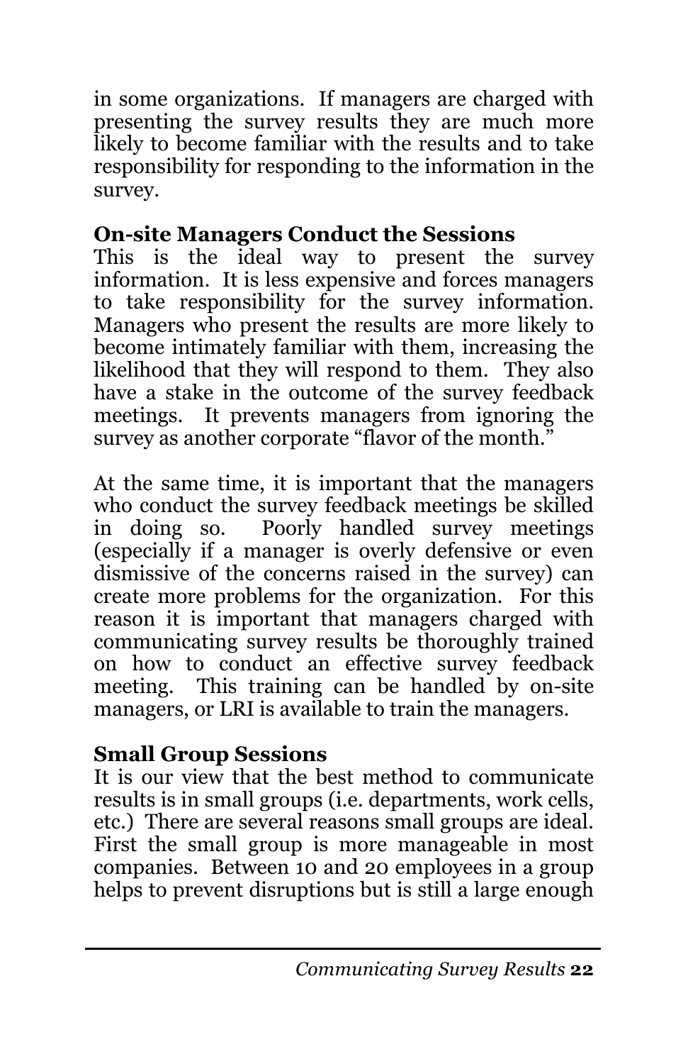in some organizations. If managers are charged with presenting the survey results they are much more likely to become familiar with the results and to take responsibility for responding to the information in the survey.

**On-site Managers Conduct the Sessions**

This is the ideal way to present the survey information. It is less expensive and forces managers to take responsibility for the survey information. Managers who present the results are more likely to become intimately familiar with them, increasing the likelihood that they will respond to them. They also have a stake in the outcome of the survey feedback meetings. It prevents managers from ignoring the survey as another corporate "flavor of the month."

At the same time, it is important that the managers who conduct the survey feedback meetings be skilled in doing so. Poorly handled survey meetings (especially if a manager is overly defensive or even dismissive of the concerns raised in the survey) can create more problems for the organization. For this reason it is important that managers charged with communicating survey results be thoroughly trained on how to conduct an effective survey feedback meeting. This training can be handled by on-site managers, or LRI is available to train the managers.

**Small Group Sessions**

It is our view that the best method to communicate results is in small groups (i.e. departments, work cells, etc.) There are several reasons small groups are ideal. First the small group is more manageable in most companies. Between 10 and 20 employees in a group helps to prevent disruptions but is still a large enough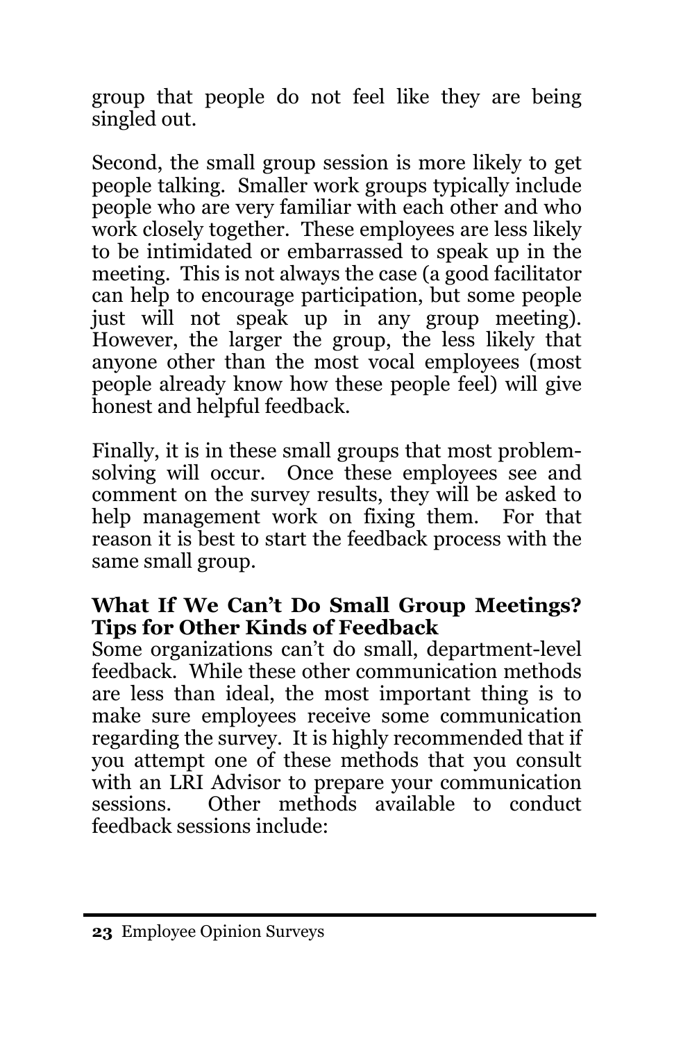group that people do not feel like they are being singled out.

Second, the small group session is more likely to get people talking. Smaller work groups typically include people who are very familiar with each other and who work closely together. These employees are less likely to be intimidated or embarrassed to speak up in the meeting. This is not always the case (a good facilitator can help to encourage participation, but some people just will not speak up in any group meeting). However, the larger the group, the less likely that anyone other than the most vocal employees (most people already know how these people feel) will give honest and helpful feedback.

Finally, it is in these small groups that most problem-solving will occur. Once these employees see and comment on the survey results, they will be asked to help management work on fixing them. For that reason it is best to start the feedback process with the same small group.

**What If We Can't Do Small Group Meetings? Tips for Other Kinds of Feedback**

Some organizations can't do small, department-level feedback. While these other communication methods are less than ideal, the most important thing is to make sure employees receive some communication regarding the survey. It is highly recommended that if you attempt one of these methods that you consult with an LRI Advisor to prepare your communication sessions. Other methods available to conduct feedback sessions include: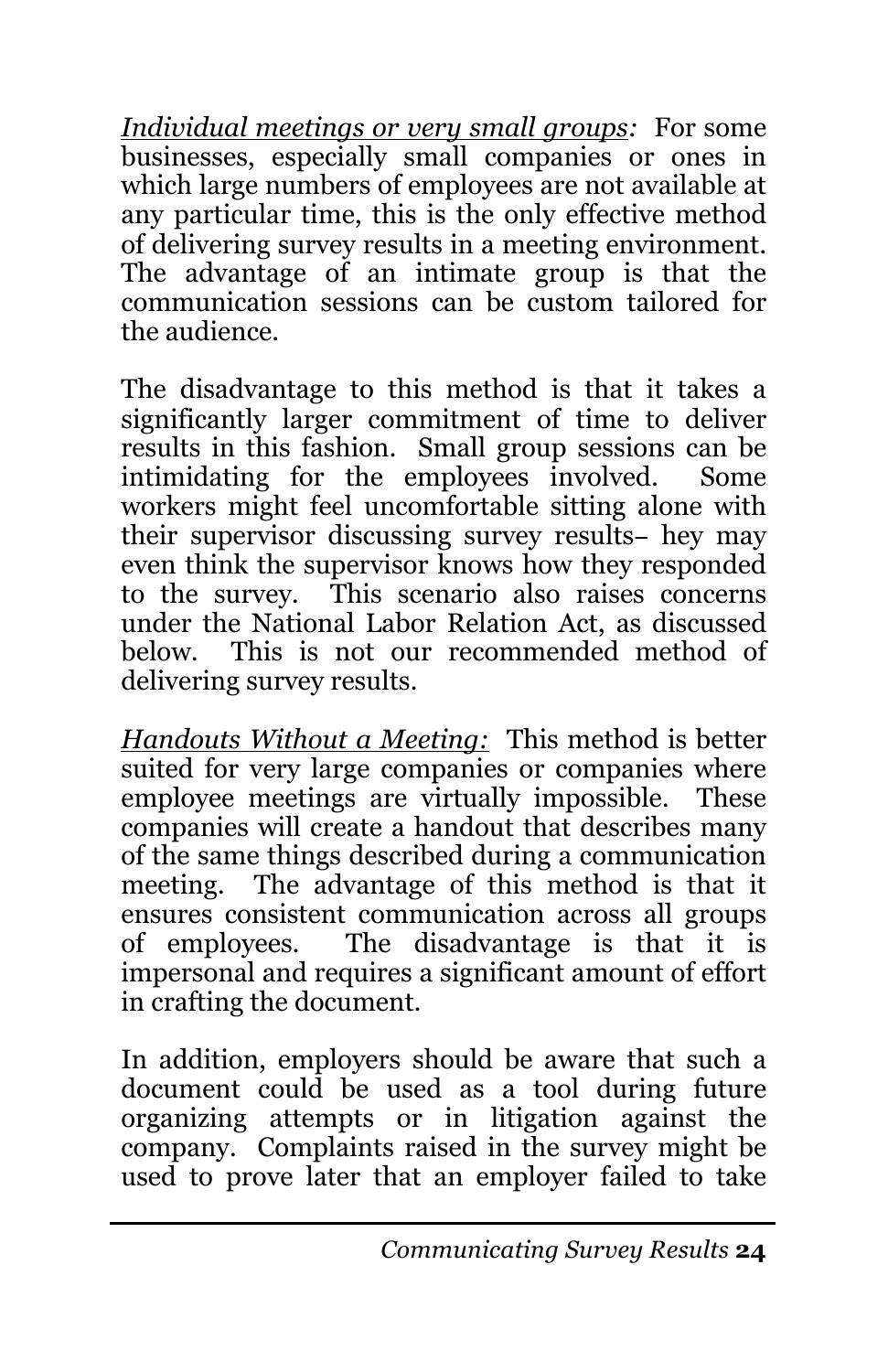*<u>Individual meetings or very small groups</u>:* For some businesses, especially small companies or ones in which large numbers of employees are not available at any particular time, this is the only effective method of delivering survey results in a meeting environment. The advantage of an intimate group is that the communication sessions can be custom tailored for the audience.

The disadvantage to this method is that it takes a significantly larger commitment of time to deliver results in this fashion. Small group sessions can be intimidating for the employees involved. Some workers might feel uncomfortable sitting alone with their supervisor discussing survey results– hey may even think the supervisor knows how they responded to the survey. This scenario also raises concerns under the National Labor Relation Act, as discussed below. This is not our recommended method of delivering survey results.

*<u>Handouts Without a Meeting:</u>* This method is better suited for very large companies or companies where employee meetings are virtually impossible. These companies will create a handout that describes many of the same things described during a communication meeting. The advantage of this method is that it ensures consistent communication across all groups of employees. The disadvantage is that it is impersonal and requires a significant amount of effort in crafting the document.

In addition, employers should be aware that such a document could be used as a tool during future organizing attempts or in litigation against the company. Complaints raised in the survey might be used to prove later that an employer failed to take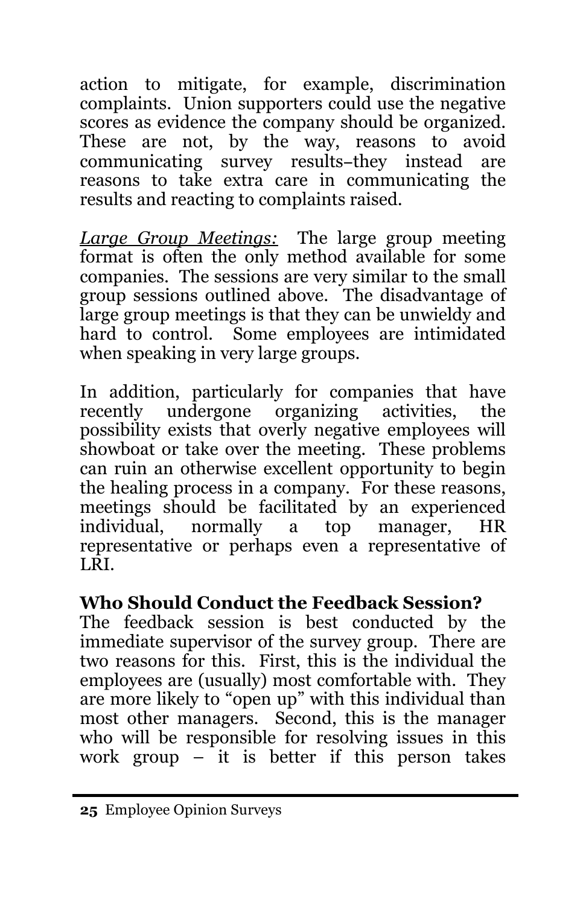action to mitigate, for example, discrimination complaints. Union supporters could use the negative scores as evidence the company should be organized. These are not, by the way, reasons to avoid communicating survey results–they instead are reasons to take extra care in communicating the results and reacting to complaints raised.

*Large Group Meetings:* The large group meeting format is often the only method available for some companies. The sessions are very similar to the small group sessions outlined above. The disadvantage of large group meetings is that they can be unwieldy and hard to control. Some employees are intimidated when speaking in very large groups.

In addition, particularly for companies that have recently undergone organizing activities, the possibility exists that overly negative employees will showboat or take over the meeting. These problems can ruin an otherwise excellent opportunity to begin the healing process in a company. For these reasons, meetings should be facilitated by an experienced individual, normally a top manager, HR representative or perhaps even a representative of LRI.

### Who Should Conduct the Feedback Session?

The feedback session is best conducted by the immediate supervisor of the survey group. There are two reasons for this. First, this is the individual the employees are (usually) most comfortable with. They are more likely to "open up" with this individual than most other managers. Second, this is the manager who will be responsible for resolving issues in this work group – it is better if this person takes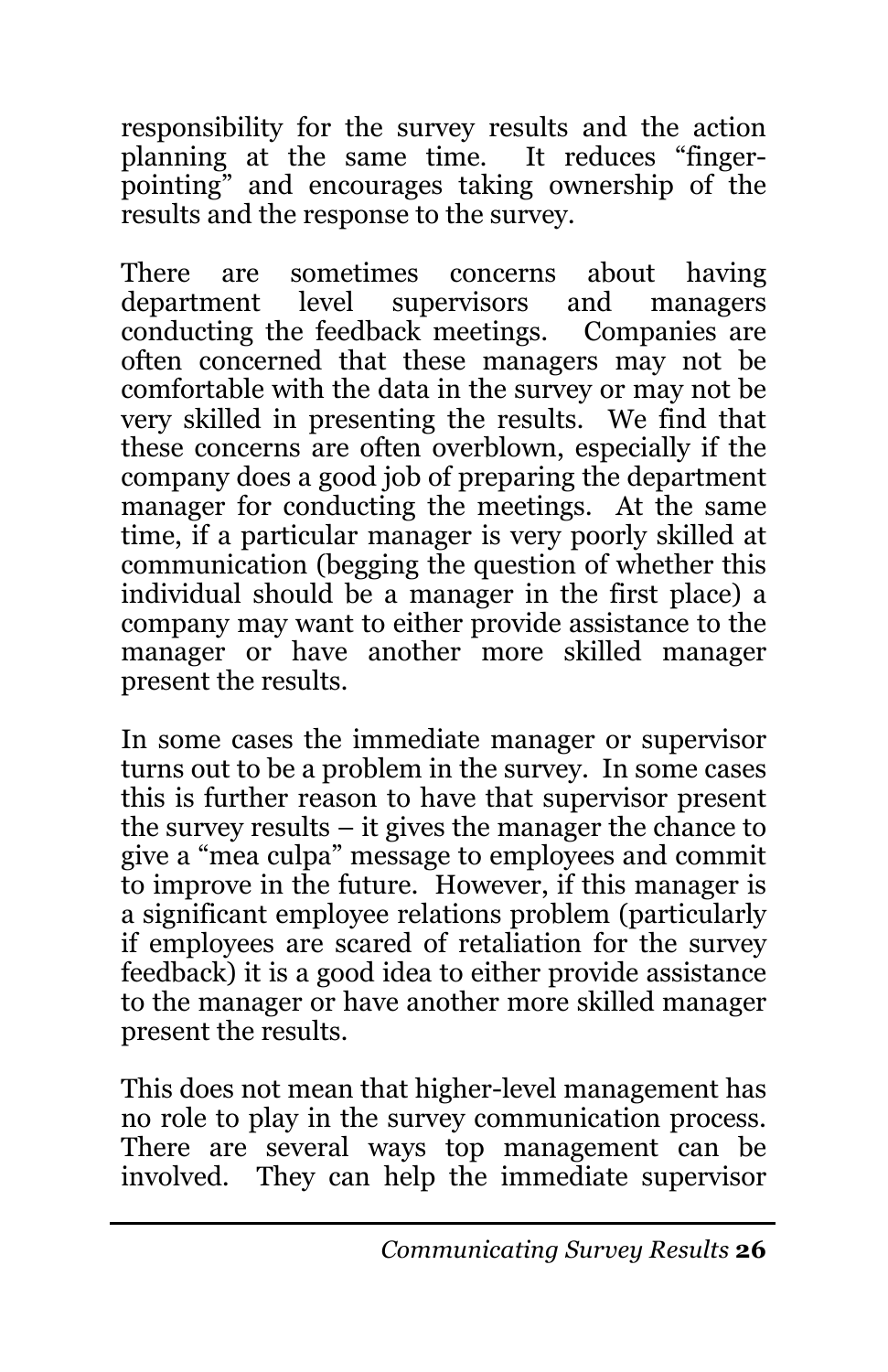responsibility for the survey results and the action planning at the same time. It reduces "finger-pointing" and encourages taking ownership of the results and the response to the survey.

There are sometimes concerns about having department level supervisors and managers conducting the feedback meetings. Companies are often concerned that these managers may not be comfortable with the data in the survey or may not be very skilled in presenting the results. We find that these concerns are often overblown, especially if the company does a good job of preparing the department manager for conducting the meetings. At the same time, if a particular manager is very poorly skilled at communication (begging the question of whether this individual should be a manager in the first place) a company may want to either provide assistance to the manager or have another more skilled manager present the results.

In some cases the immediate manager or supervisor turns out to be a problem in the survey. In some cases this is further reason to have that supervisor present the survey results – it gives the manager the chance to give a "mea culpa" message to employees and commit to improve in the future. However, if this manager is a significant employee relations problem (particularly if employees are scared of retaliation for the survey feedback) it is a good idea to either provide assistance to the manager or have another more skilled manager present the results.

This does not mean that higher-level management has no role to play in the survey communication process. There are several ways top management can be involved. They can help the immediate supervisor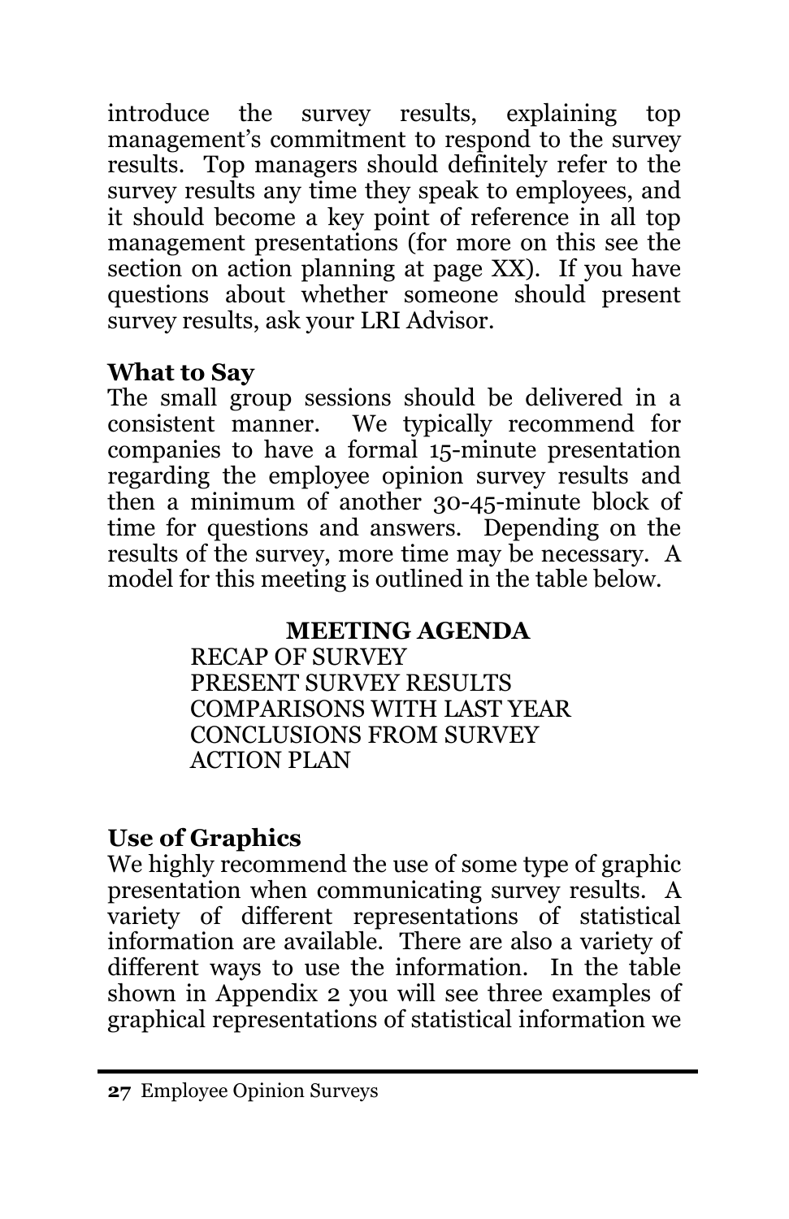introduce the survey results, explaining top management's commitment to respond to the survey results. Top managers should definitely refer to the survey results any time they speak to employees, and it should become a key point of reference in all top management presentations (for more on this see the section on action planning at page XX). If you have questions about whether someone should present survey results, ask your LRI Advisor.

### What to Say

The small group sessions should be delivered in a consistent manner. We typically recommend for companies to have a formal 15-minute presentation regarding the employee opinion survey results and then a minimum of another 30-45-minute block of time for questions and answers. Depending on the results of the survey, more time may be necessary. A model for this meeting is outlined in the table below.

| **MEETING AGENDA** |
| --- |
| RECAP OF SURVEY |
| PRESENT SURVEY RESULTS |
| COMPARISONS WITH LAST YEAR |
| CONCLUSIONS FROM SURVEY |
| ACTION PLAN |

### Use of Graphics

We highly recommend the use of some type of graphic presentation when communicating survey results. A variety of different representations of statistical information are available. There are also a variety of different ways to use the information. In the table shown in Appendix 2 you will see three examples of graphical representations of statistical information we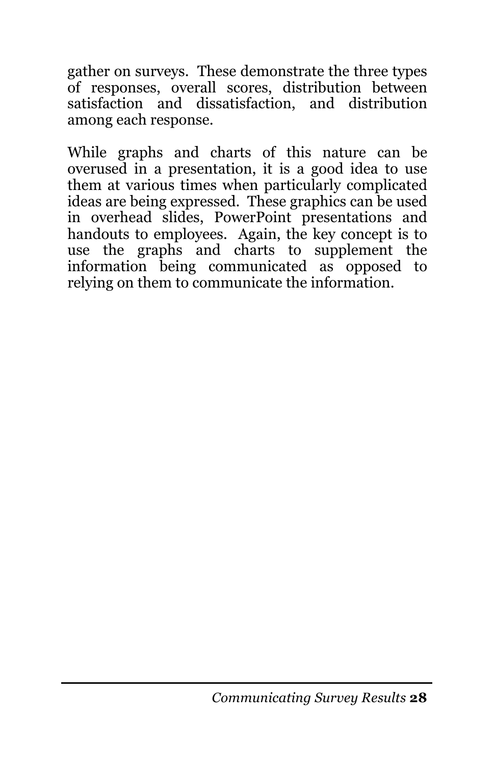gather on surveys. These demonstrate the three types of responses, overall scores, distribution between satisfaction and dissatisfaction, and distribution among each response.

While graphs and charts of this nature can be overused in a presentation, it is a good idea to use them at various times when particularly complicated ideas are being expressed. These graphics can be used in overhead slides, PowerPoint presentations and handouts to employees. Again, the key concept is to use the graphs and charts to supplement the information being communicated as opposed to relying on them to communicate the information.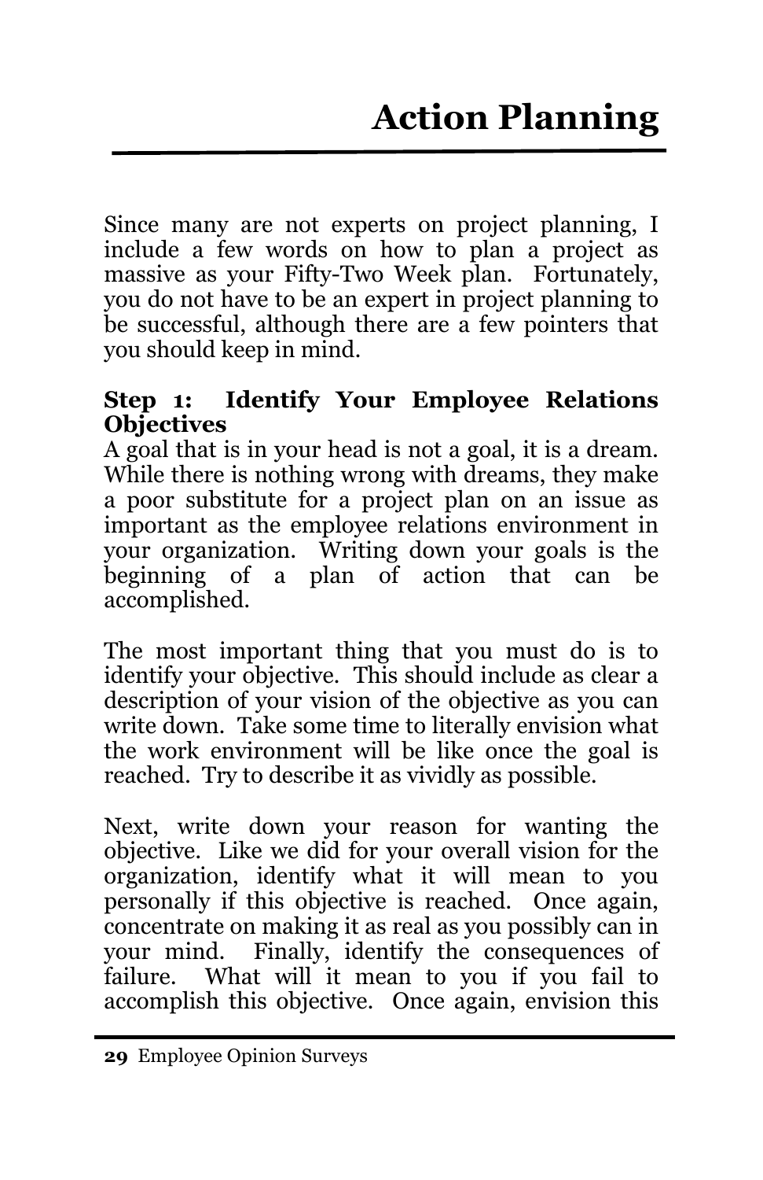# Action Planning

Since many are not experts on project planning, I include a few words on how to plan a project as massive as your Fifty-Two Week plan. Fortunately, you do not have to be an expert in project planning to be successful, although there are a few pointers that you should keep in mind.

**Step 1: Identify Your Employee Relations Objectives**

A goal that is in your head is not a goal, it is a dream. While there is nothing wrong with dreams, they make a poor substitute for a project plan on an issue as important as the employee relations environment in your organization. Writing down your goals is the beginning of a plan of action that can be accomplished.

The most important thing that you must do is to identify your objective. This should include as clear a description of your vision of the objective as you can write down. Take some time to literally envision what the work environment will be like once the goal is reached. Try to describe it as vividly as possible.

Next, write down your reason for wanting the objective. Like we did for your overall vision for the organization, identify what it will mean to you personally if this objective is reached. Once again, concentrate on making it as real as you possibly can in your mind. Finally, identify the consequences of failure. What will it mean to you if you fail to accomplish this objective. Once again, envision this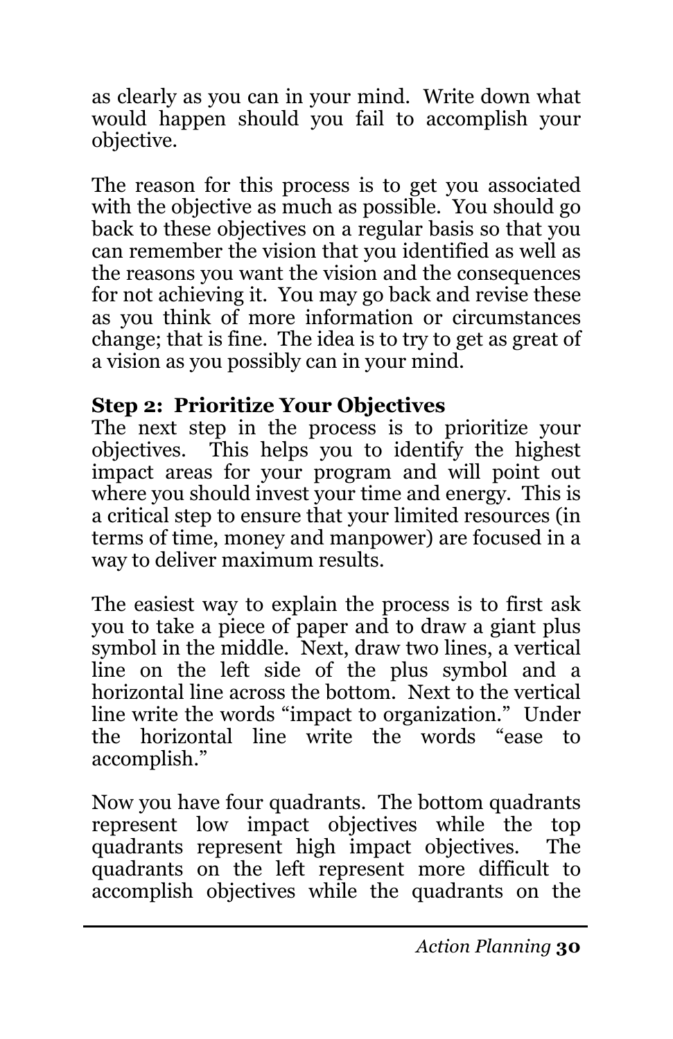as clearly as you can in your mind. Write down what would happen should you fail to accomplish your objective.

The reason for this process is to get you associated with the objective as much as possible. You should go back to these objectives on a regular basis so that you can remember the vision that you identified as well as the reasons you want the vision and the consequences for not achieving it. You may go back and revise these as you think of more information or circumstances change; that is fine. The idea is to try to get as great of a vision as you possibly can in your mind.

**Step 2: Prioritize Your Objectives**

The next step in the process is to prioritize your objectives. This helps you to identify the highest impact areas for your program and will point out where you should invest your time and energy. This is a critical step to ensure that your limited resources (in terms of time, money and manpower) are focused in a way to deliver maximum results.

The easiest way to explain the process is to first ask you to take a piece of paper and to draw a giant plus symbol in the middle. Next, draw two lines, a vertical line on the left side of the plus symbol and a horizontal line across the bottom. Next to the vertical line write the words "impact to organization." Under the horizontal line write the words "ease to accomplish."

Now you have four quadrants. The bottom quadrants represent low impact objectives while the top quadrants represent high impact objectives. The quadrants on the left represent more difficult to accomplish objectives while the quadrants on the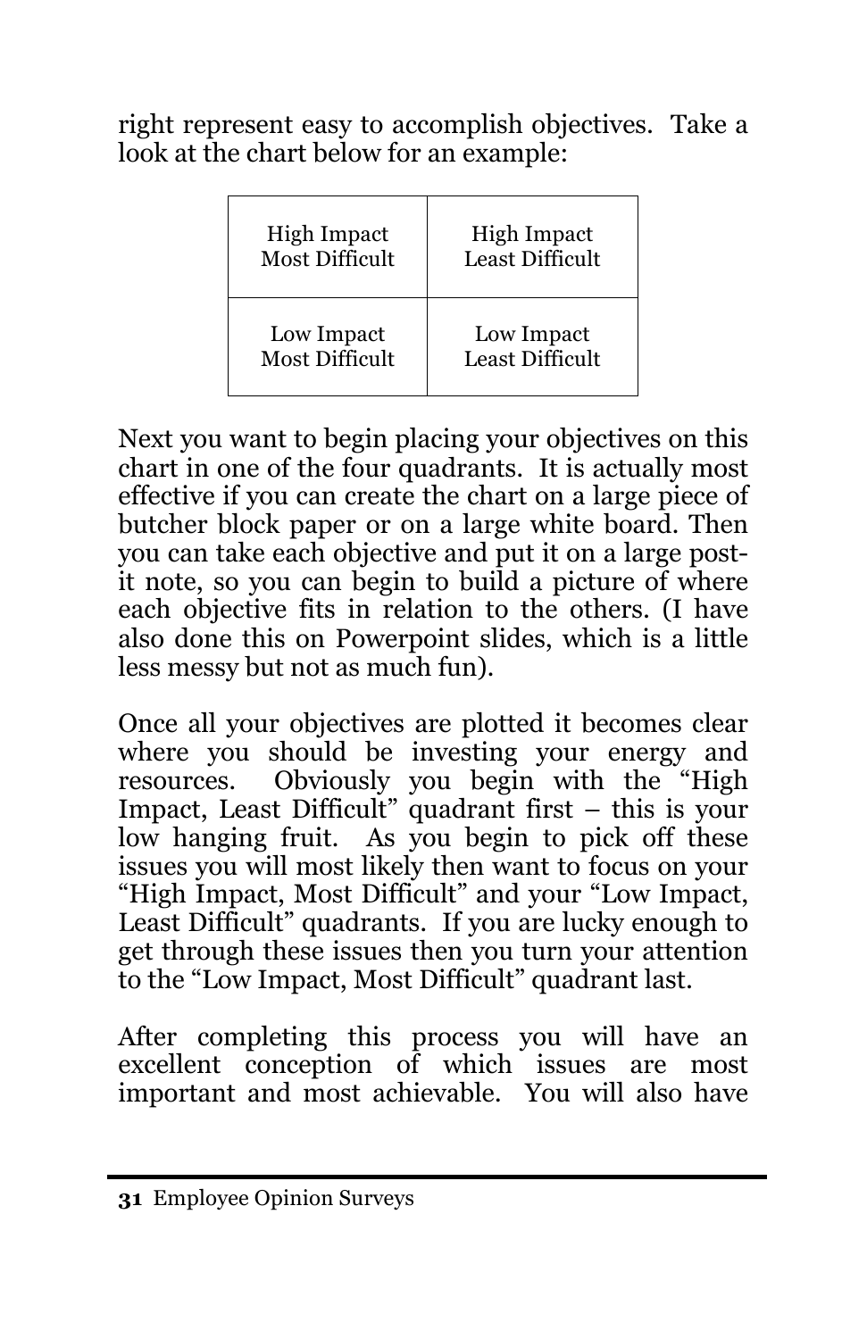right represent easy to accomplish objectives. Take a look at the chart below for an example:

| | |
|---|---|
| High Impact<br>Most Difficult | High Impact<br>Least Difficult |
| Low Impact<br>Most Difficult | Low Impact<br>Least Difficult |

Next you want to begin placing your objectives on this chart in one of the four quadrants. It is actually most effective if you can create the chart on a large piece of butcher block paper or on a large white board. Then you can take each objective and put it on a large post-it note, so you can begin to build a picture of where each objective fits in relation to the others. (I have also done this on Powerpoint slides, which is a little less messy but not as much fun).

Once all your objectives are plotted it becomes clear where you should be investing your energy and resources. Obviously you begin with the "High Impact, Least Difficult" quadrant first – this is your low hanging fruit. As you begin to pick off these issues you will most likely then want to focus on your "High Impact, Most Difficult" and your "Low Impact, Least Difficult" quadrants. If you are lucky enough to get through these issues then you turn your attention to the "Low Impact, Most Difficult" quadrant last.

After completing this process you will have an excellent conception of which issues are most important and most achievable. You will also have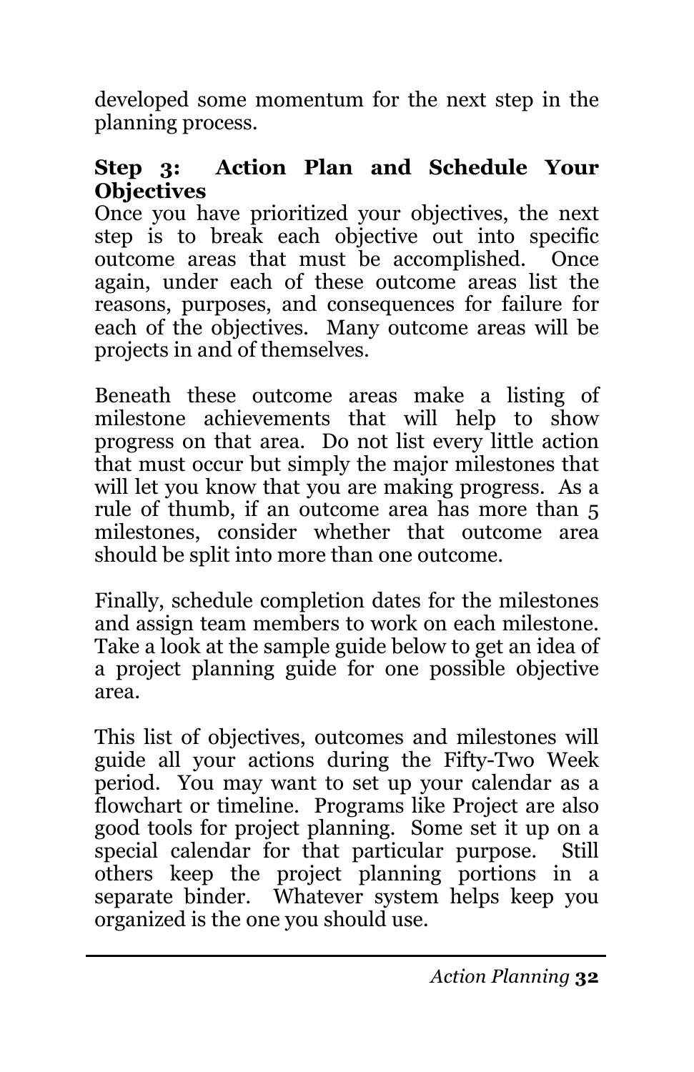developed some momentum for the next step in the planning process.

**Step 3: Action Plan and Schedule Your Objectives**

Once you have prioritized your objectives, the next step is to break each objective out into specific outcome areas that must be accomplished. Once again, under each of these outcome areas list the reasons, purposes, and consequences for failure for each of the objectives. Many outcome areas will be projects in and of themselves.

Beneath these outcome areas make a listing of milestone achievements that will help to show progress on that area. Do not list every little action that must occur but simply the major milestones that will let you know that you are making progress. As a rule of thumb, if an outcome area has more than 5 milestones, consider whether that outcome area should be split into more than one outcome.

Finally, schedule completion dates for the milestones and assign team members to work on each milestone. Take a look at the sample guide below to get an idea of a project planning guide for one possible objective area.

This list of objectives, outcomes and milestones will guide all your actions during the Fifty-Two Week period. You may want to set up your calendar as a flowchart or timeline. Programs like Project are also good tools for project planning. Some set it up on a special calendar for that particular purpose. Still others keep the project planning portions in a separate binder. Whatever system helps keep you organized is the one you should use.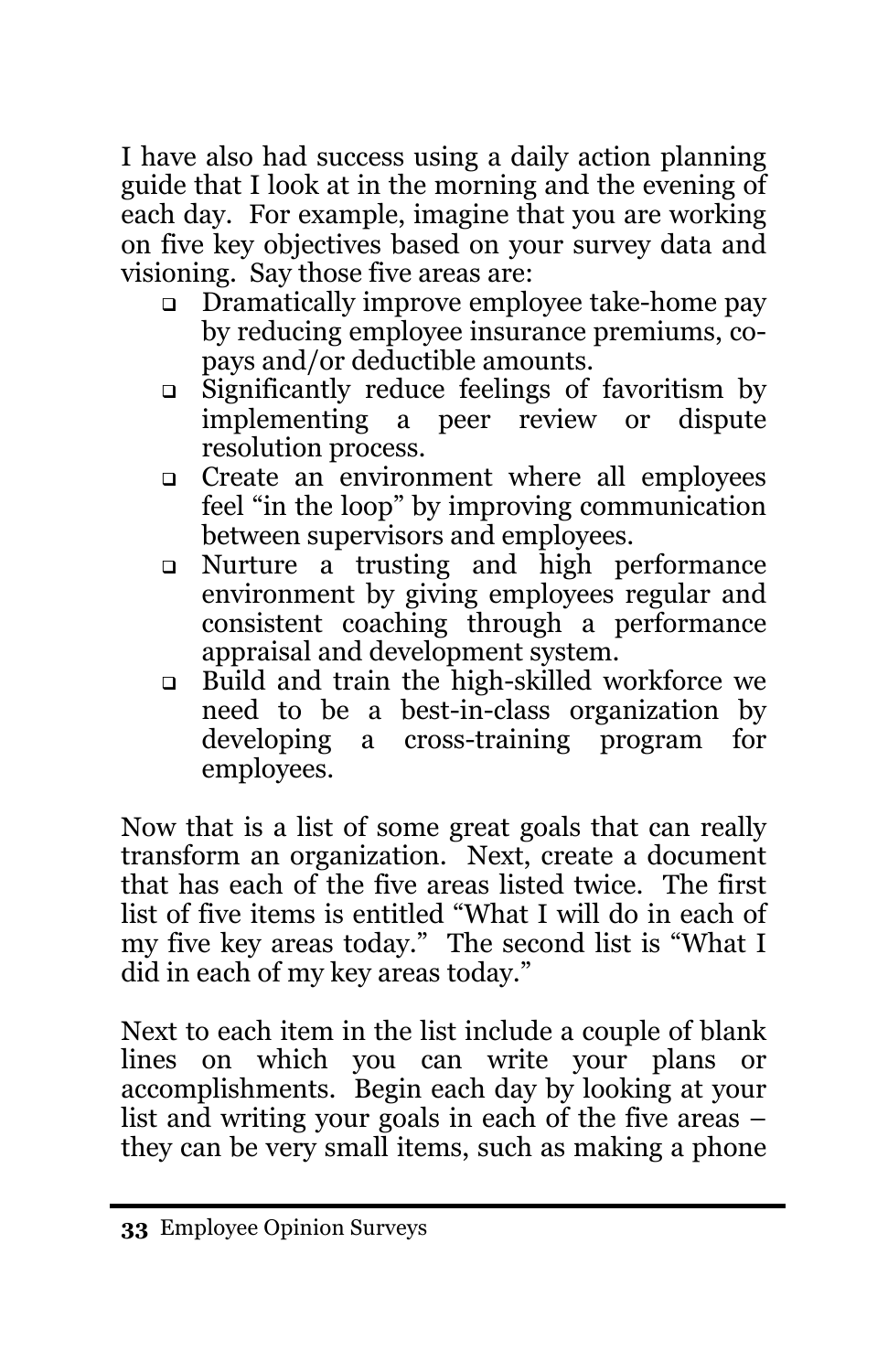I have also had success using a daily action planning guide that I look at in the morning and the evening of each day. For example, imagine that you are working on five key objectives based on your survey data and visioning. Say those five areas are:

- Dramatically improve employee take-home pay by reducing employee insurance premiums, co-pays and/or deductible amounts.
- Significantly reduce feelings of favoritism by implementing a peer review or dispute resolution process.
- Create an environment where all employees feel "in the loop" by improving communication between supervisors and employees.
- Nurture a trusting and high performance environment by giving employees regular and consistent coaching through a performance appraisal and development system.
- Build and train the high-skilled workforce we need to be a best-in-class organization by developing a cross-training program for employees.

Now that is a list of some great goals that can really transform an organization. Next, create a document that has each of the five areas listed twice. The first list of five items is entitled "What I will do in each of my five key areas today." The second list is "What I did in each of my key areas today."

Next to each item in the list include a couple of blank lines on which you can write your plans or accomplishments. Begin each day by looking at your list and writing your goals in each of the five areas – they can be very small items, such as making a phone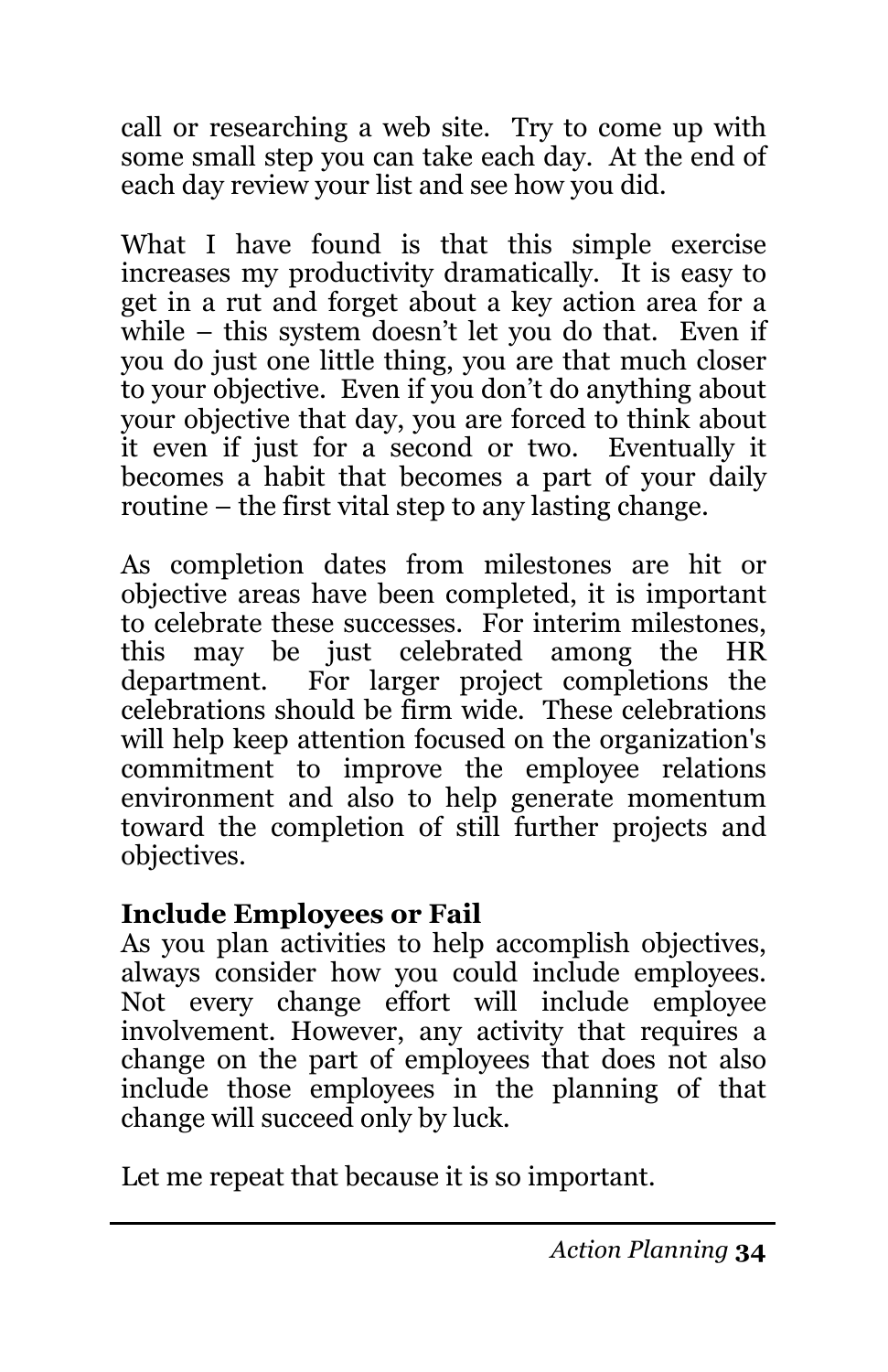call or researching a web site. Try to come up with some small step you can take each day. At the end of each day review your list and see how you did.

What I have found is that this simple exercise increases my productivity dramatically. It is easy to get in a rut and forget about a key action area for a while – this system doesn't let you do that. Even if you do just one little thing, you are that much closer to your objective. Even if you don't do anything about your objective that day, you are forced to think about it even if just for a second or two. Eventually it becomes a habit that becomes a part of your daily routine – the first vital step to any lasting change.

As completion dates from milestones are hit or objective areas have been completed, it is important to celebrate these successes. For interim milestones, this may be just celebrated among the HR department. For larger project completions the celebrations should be firm wide. These celebrations will help keep attention focused on the organization's commitment to improve the employee relations environment and also to help generate momentum toward the completion of still further projects and objectives.

**Include Employees or Fail**

As you plan activities to help accomplish objectives, always consider how you could include employees. Not every change effort will include employee involvement. However, any activity that requires a change on the part of employees that does not also include those employees in the planning of that change will succeed only by luck.

Let me repeat that because it is so important.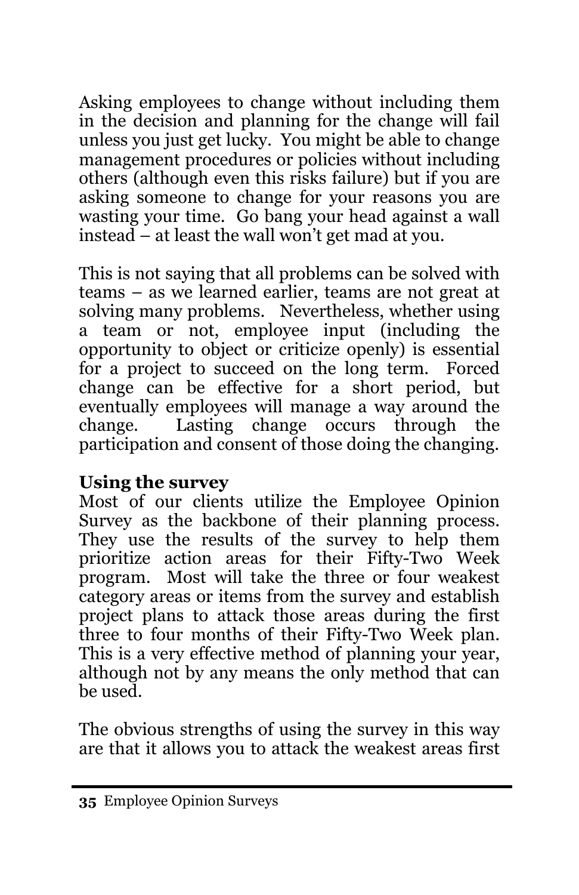Asking employees to change without including them in the decision and planning for the change will fail unless you just get lucky.  You might be able to change management procedures or policies without including others (although even this risks failure) but if you are asking someone to change for your reasons you are wasting your time.  Go bang your head against a wall instead – at least the wall won't get mad at you.

This is not saying that all problems can be solved with teams – as we learned earlier, teams are not great at solving many problems.  Nevertheless, whether using a team or not, employee input (including the opportunity to object or criticize openly) is essential for a project to succeed on the long term.  Forced change can be effective for a short period, but eventually employees will manage a way around the change.  Lasting change occurs through the participation and consent of those doing the changing.

**Using the survey**

Most of our clients utilize the Employee Opinion Survey as the backbone of their planning process. They use the results of the survey to help them prioritize action areas for their Fifty-Two Week program.  Most will take the three or four weakest category areas or items from the survey and establish project plans to attack those areas during the first three to four months of their Fifty-Two Week plan. This is a very effective method of planning your year, although not by any means the only method that can be used.

The obvious strengths of using the survey in this way are that it allows you to attack the weakest areas first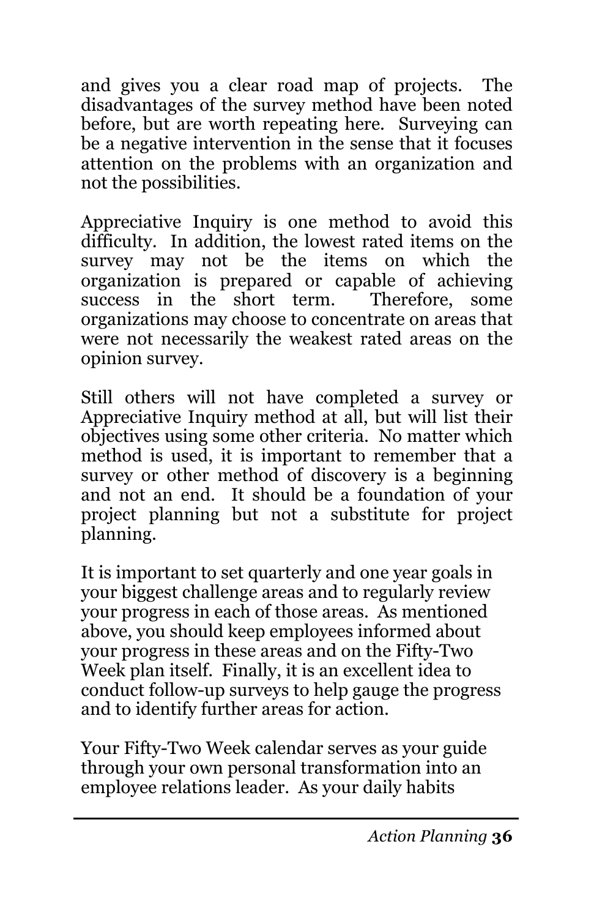and gives you a clear road map of projects. The disadvantages of the survey method have been noted before, but are worth repeating here. Surveying can be a negative intervention in the sense that it focuses attention on the problems with an organization and not the possibilities.

Appreciative Inquiry is one method to avoid this difficulty. In addition, the lowest rated items on the survey may not be the items on which the organization is prepared or capable of achieving success in the short term. Therefore, some organizations may choose to concentrate on areas that were not necessarily the weakest rated areas on the opinion survey.

Still others will not have completed a survey or Appreciative Inquiry method at all, but will list their objectives using some other criteria. No matter which method is used, it is important to remember that a survey or other method of discovery is a beginning and not an end. It should be a foundation of your project planning but not a substitute for project planning.

It is important to set quarterly and one year goals in your biggest challenge areas and to regularly review your progress in each of those areas. As mentioned above, you should keep employees informed about your progress in these areas and on the Fifty-Two Week plan itself. Finally, it is an excellent idea to conduct follow-up surveys to help gauge the progress and to identify further areas for action.

Your Fifty-Two Week calendar serves as your guide through your own personal transformation into an employee relations leader. As your daily habits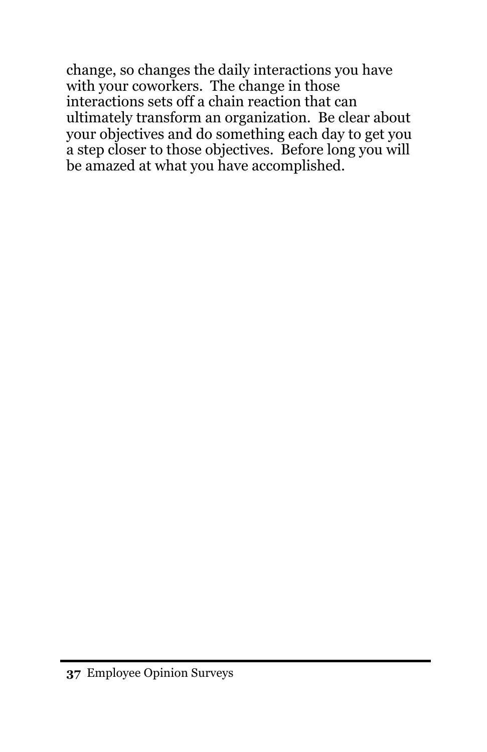change, so changes the daily interactions you have with your coworkers. The change in those interactions sets off a chain reaction that can ultimately transform an organization. Be clear about your objectives and do something each day to get you a step closer to those objectives. Before long you will be amazed at what you have accomplished.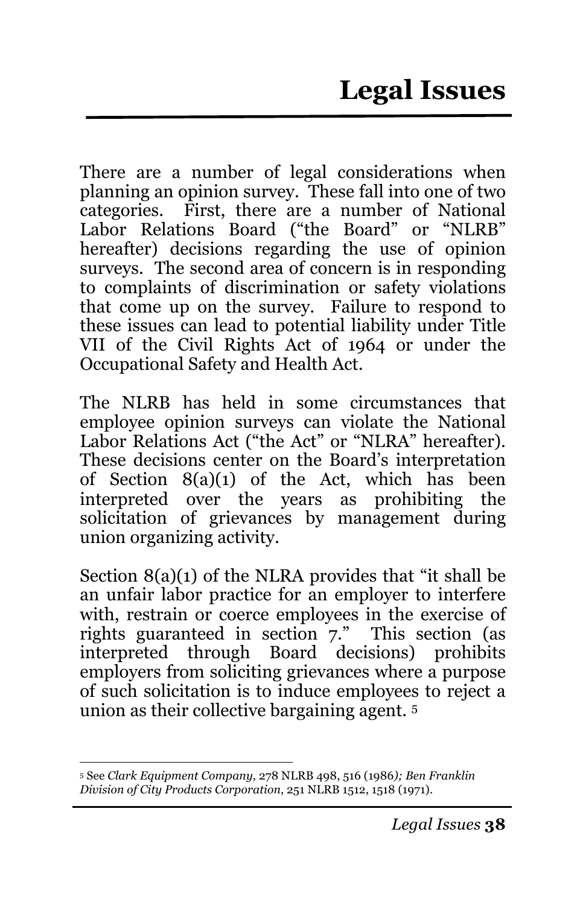# Legal Issues

There are a number of legal considerations when planning an opinion survey. These fall into one of two categories. First, there are a number of National Labor Relations Board ("the Board" or "NLRB" hereafter) decisions regarding the use of opinion surveys. The second area of concern is in responding to complaints of discrimination or safety violations that come up on the survey. Failure to respond to these issues can lead to potential liability under Title VII of the Civil Rights Act of 1964 or under the Occupational Safety and Health Act.

The NLRB has held in some circumstances that employee opinion surveys can violate the National Labor Relations Act ("the Act" or "NLRA" hereafter). These decisions center on the Board's interpretation of Section 8(a)(1) of the Act, which has been interpreted over the years as prohibiting the solicitation of grievances by management during union organizing activity.

Section 8(a)(1) of the NLRA provides that "it shall be an unfair labor practice for an employer to interfere with, restrain or coerce employees in the exercise of rights guaranteed in section 7." This section (as interpreted through Board decisions) prohibits employers from soliciting grievances where a purpose of such solicitation is to induce employees to reject a union as their collective bargaining agent. [5]

---

[5] See *Clark Equipment Company*, 278 NLRB 498, 516 (1986*); Ben Franklin Division of City Products Corporation*, 251 NLRB 1512, 1518 (1971).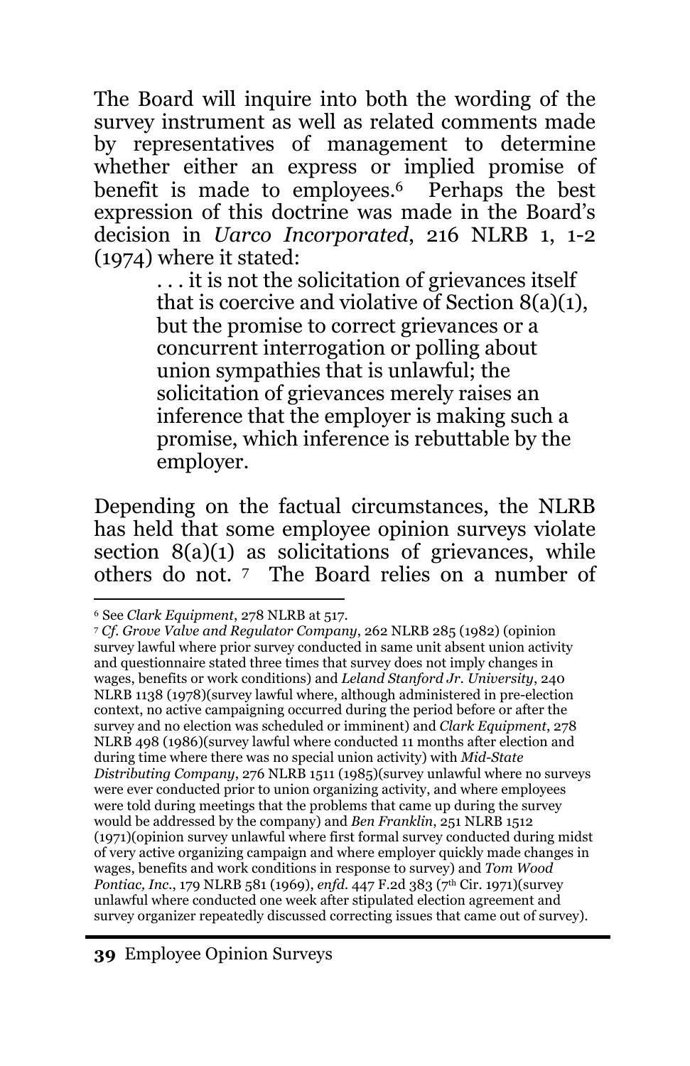The Board will inquire into both the wording of the survey instrument as well as related comments made by representatives of management to determine whether either an express or implied promise of benefit is made to employees.[6] Perhaps the best expression of this doctrine was made in the Board's decision in *Uarco Incorporated*, 216 NLRB 1, 1-2 (1974) where it stated:

> . . . it is not the solicitation of grievances itself that is coercive and violative of Section 8(a)(1), but the promise to correct grievances or a concurrent interrogation or polling about union sympathies that is unlawful; the solicitation of grievances merely raises an inference that the employer is making such a promise, which inference is rebuttable by the employer.

Depending on the factual circumstances, the NLRB has held that some employee opinion surveys violate section 8(a)(1) as solicitations of grievances, while others do not. [7] The Board relies on a number of

---

[6] See *Clark Equipment*, 278 NLRB at 517.

[7] *Cf. Grove Valve and Regulator Company*, 262 NLRB 285 (1982) (opinion survey lawful where prior survey conducted in same unit absent union activity and questionnaire stated three times that survey does not imply changes in wages, benefits or work conditions) and *Leland Stanford Jr. University*, 240 NLRB 1138 (1978)(survey lawful where, although administered in pre-election context, no active campaigning occurred during the period before or after the survey and no election was scheduled or imminent) and *Clark Equipment*, 278 NLRB 498 (1986)(survey lawful where conducted 11 months after election and during time where there was no special union activity) with *Mid-State Distributing Company*, 276 NLRB 1511 (1985)(survey unlawful where no surveys were ever conducted prior to union organizing activity, and where employees were told during meetings that the problems that came up during the survey would be addressed by the company) and *Ben Franklin*, 251 NLRB 1512 (1971)(opinion survey unlawful where first formal survey conducted during midst of very active organizing campaign and where employer quickly made changes in wages, benefits and work conditions in response to survey) and *Tom Wood Pontiac, Inc.*, 179 NLRB 581 (1969), *enfd.* 447 F.2d 383 (7th Cir. 1971)(survey unlawful where conducted one week after stipulated election agreement and survey organizer repeatedly discussed correcting issues that came out of survey).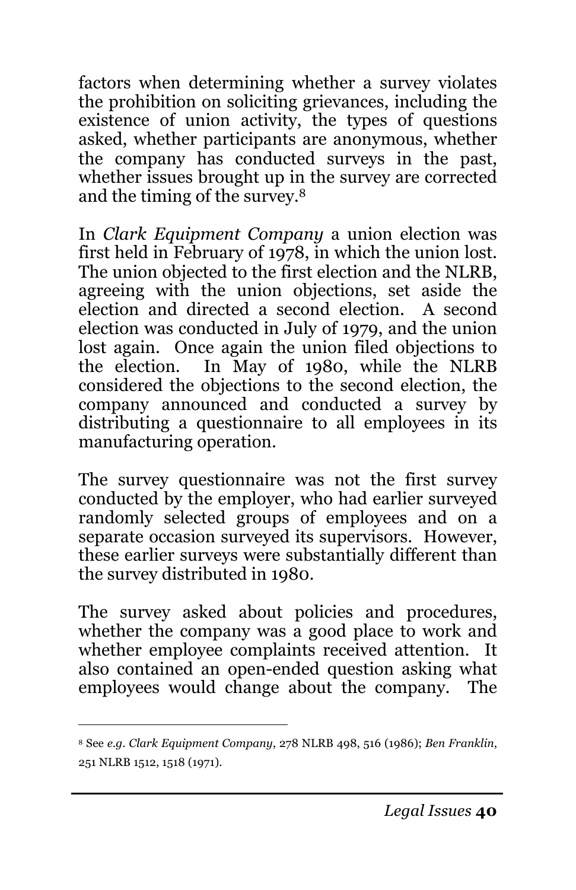factors when determining whether a survey violates the prohibition on soliciting grievances, including the existence of union activity, the types of questions asked, whether participants are anonymous, whether the company has conducted surveys in the past, whether issues brought up in the survey are corrected and the timing of the survey.[8]

In *Clark Equipment Company* a union election was first held in February of 1978, in which the union lost. The union objected to the first election and the NLRB, agreeing with the union objections, set aside the election and directed a second election. A second election was conducted in July of 1979, and the union lost again. Once again the union filed objections to the election. In May of 1980, while the NLRB considered the objections to the second election, the company announced and conducted a survey by distributing a questionnaire to all employees in its manufacturing operation.

The survey questionnaire was not the first survey conducted by the employer, who had earlier surveyed randomly selected groups of employees and on a separate occasion surveyed its supervisors. However, these earlier surveys were substantially different than the survey distributed in 1980.

The survey asked about policies and procedures, whether the company was a good place to work and whether employee complaints received attention. It also contained an open-ended question asking what employees would change about the company. The

---

[8] See *e.g*. *Clark Equipment Company*, 278 NLRB 498, 516 (1986); *Ben Franklin*, 251 NLRB 1512, 1518 (1971).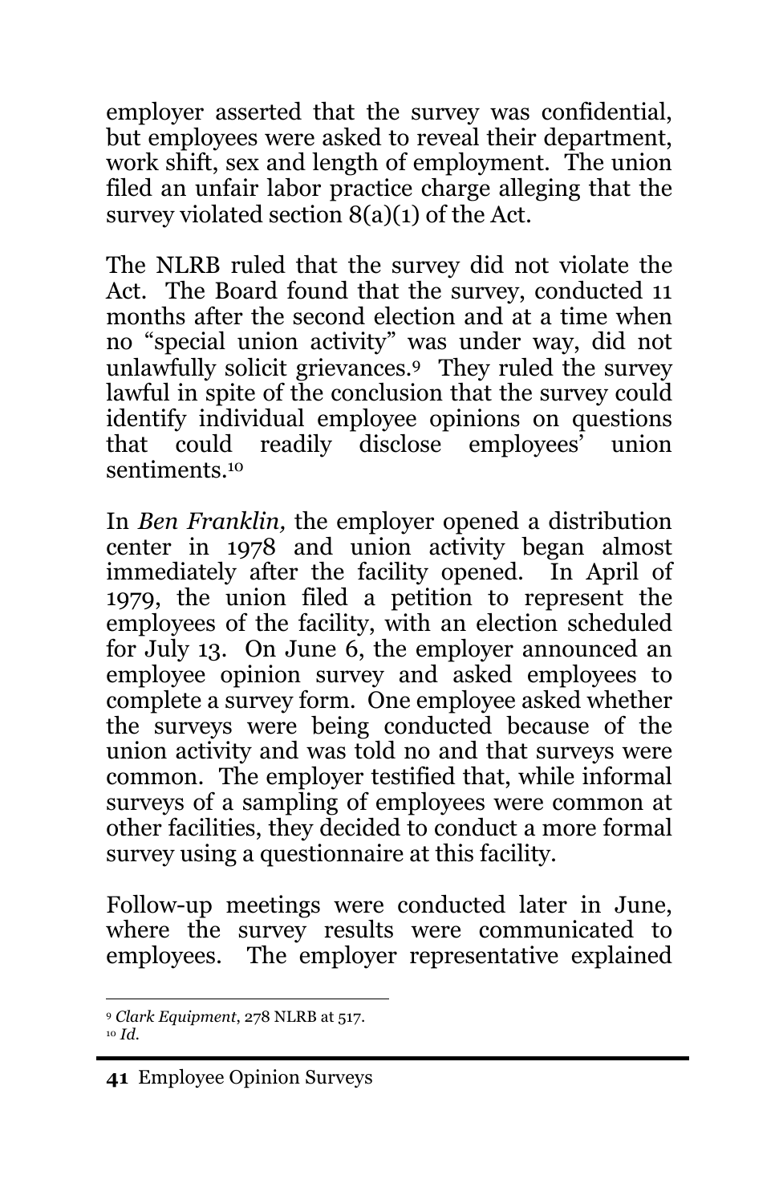employer asserted that the survey was confidential, but employees were asked to reveal their department, work shift, sex and length of employment. The union filed an unfair labor practice charge alleging that the survey violated section 8(a)(1) of the Act.

The NLRB ruled that the survey did not violate the Act. The Board found that the survey, conducted 11 months after the second election and at a time when no "special union activity" was under way, did not unlawfully solicit grievances.[9] They ruled the survey lawful in spite of the conclusion that the survey could identify individual employee opinions on questions that could readily disclose employees' union sentiments.[10]

In *Ben Franklin,* the employer opened a distribution center in 1978 and union activity began almost immediately after the facility opened. In April of 1979, the union filed a petition to represent the employees of the facility, with an election scheduled for July 13. On June 6, the employer announced an employee opinion survey and asked employees to complete a survey form. One employee asked whether the surveys were being conducted because of the union activity and was told no and that surveys were common. The employer testified that, while informal surveys of a sampling of employees were common at other facilities, they decided to conduct a more formal survey using a questionnaire at this facility.

Follow-up meetings were conducted later in June, where the survey results were communicated to employees. The employer representative explained

[9] *Clark Equipment*, 278 NLRB at 517.
[10] *Id.*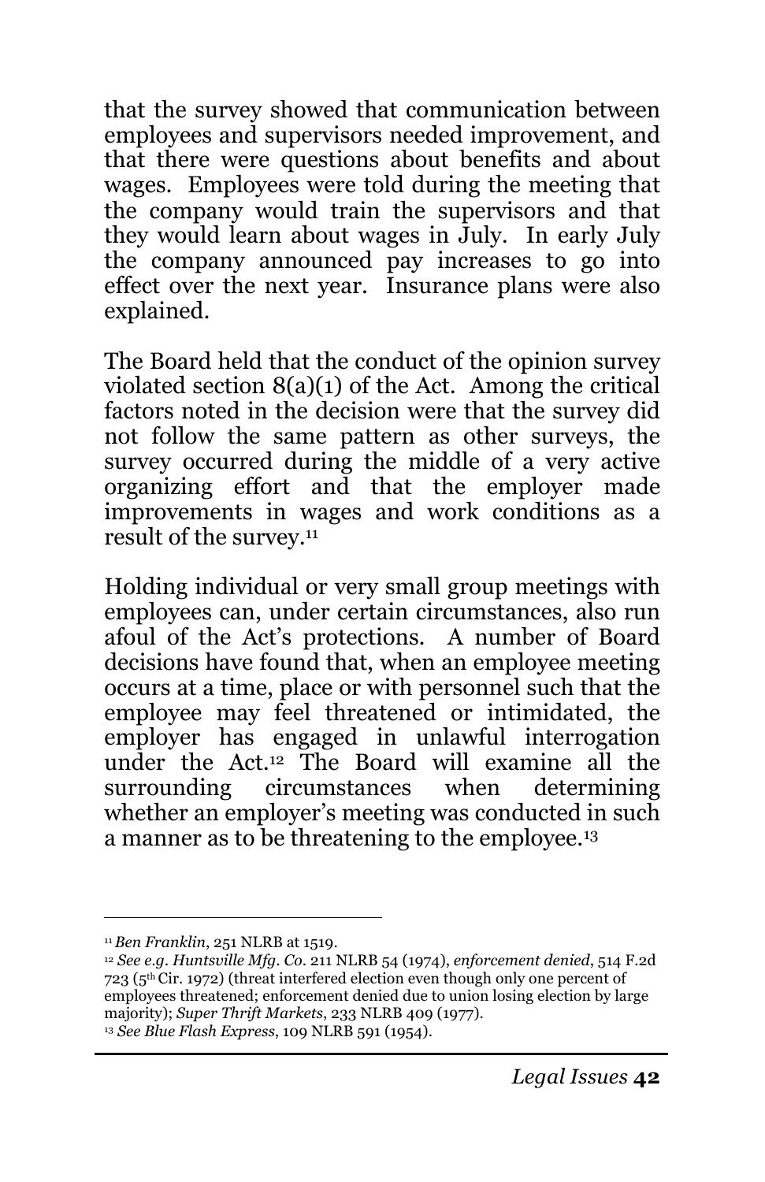that the survey showed that communication between employees and supervisors needed improvement, and that there were questions about benefits and about wages. Employees were told during the meeting that the company would train the supervisors and that they would learn about wages in July. In early July the company announced pay increases to go into effect over the next year. Insurance plans were also explained.

The Board held that the conduct of the opinion survey violated section 8(a)(1) of the Act. Among the critical factors noted in the decision were that the survey did not follow the same pattern as other surveys, the survey occurred during the middle of a very active organizing effort and that the employer made improvements in wages and work conditions as a result of the survey.[11]

Holding individual or very small group meetings with employees can, under certain circumstances, also run afoul of the Act's protections. A number of Board decisions have found that, when an employee meeting occurs at a time, place or with personnel such that the employee may feel threatened or intimidated, the employer has engaged in unlawful interrogation under the Act.[12] The Board will examine all the surrounding circumstances when determining whether an employer's meeting was conducted in such a manner as to be threatening to the employee.[13]

---

[11] *Ben Franklin*, 251 NLRB at 1519.

[12] *See e.g. Huntsville Mfg. Co.* 211 NLRB 54 (1974), *enforcement denied*, 514 F.2d 723 (5th Cir. 1972) (threat interfered election even though only one percent of employees threatened; enforcement denied due to union losing election by large majority); *Super Thrift Markets*, 233 NLRB 409 (1977).

[13] *See Blue Flash Express*, 109 NLRB 591 (1954).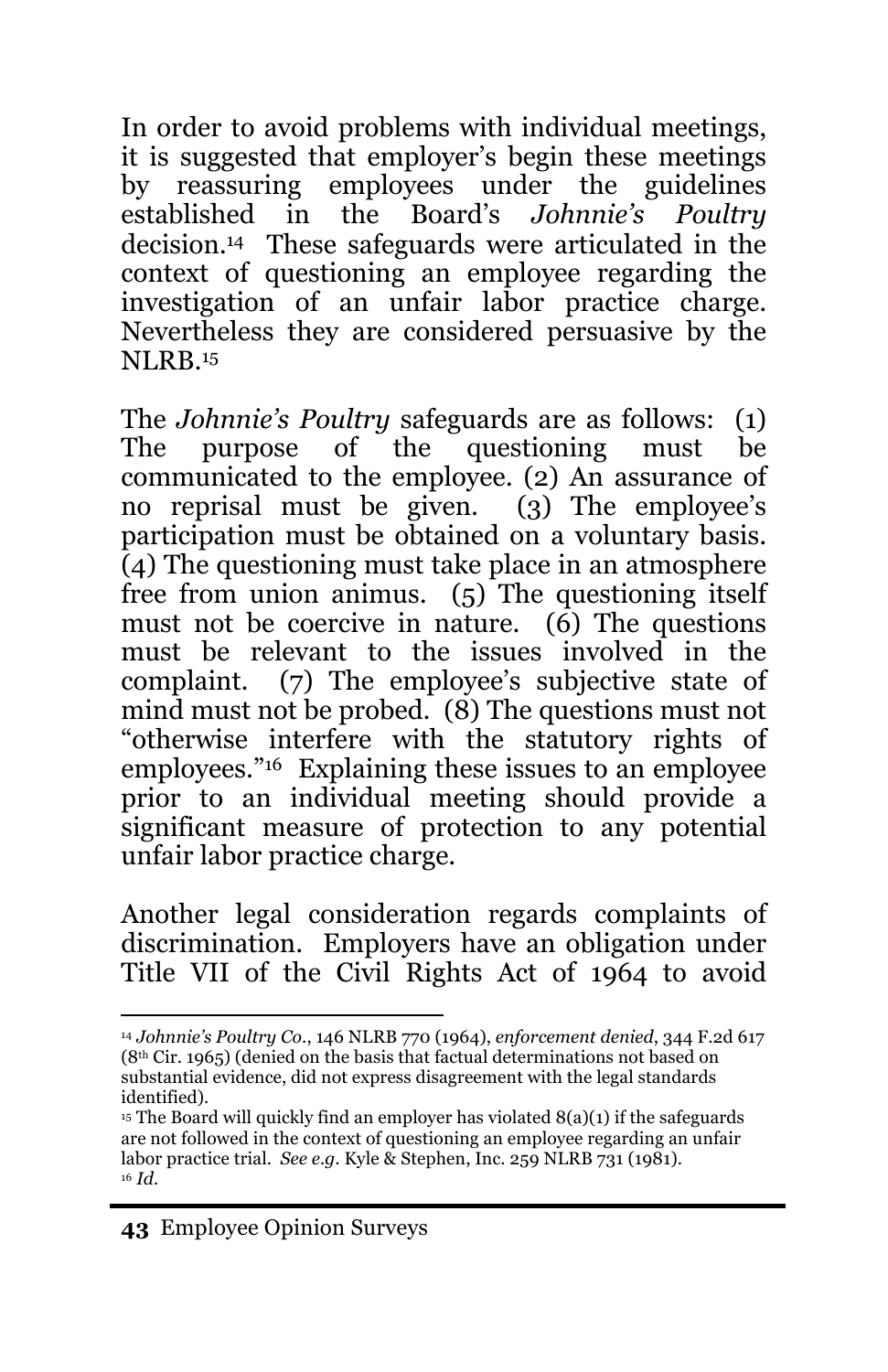In order to avoid problems with individual meetings, it is suggested that employer's begin these meetings by reassuring employees under the guidelines established in the Board's *Johnnie's Poultry* decision.[14] These safeguards were articulated in the context of questioning an employee regarding the investigation of an unfair labor practice charge. Nevertheless they are considered persuasive by the NLRB.[15]

The *Johnnie's Poultry* safeguards are as follows: (1) The purpose of the questioning must be communicated to the employee. (2) An assurance of no reprisal must be given. (3) The employee's participation must be obtained on a voluntary basis. (4) The questioning must take place in an atmosphere free from union animus. (5) The questioning itself must not be coercive in nature. (6) The questions must be relevant to the issues involved in the complaint. (7) The employee's subjective state of mind must not be probed. (8) The questions must not "otherwise interfere with the statutory rights of employees."[16] Explaining these issues to an employee prior to an individual meeting should provide a significant measure of protection to any potential unfair labor practice charge.

Another legal consideration regards complaints of discrimination. Employers have an obligation under Title VII of the Civil Rights Act of 1964 to avoid

---

[14] *Johnnie's Poultry Co.*, 146 NLRB 770 (1964), *enforcement denied*, 344 F.2d 617 (8th Cir. 1965) (denied on the basis that factual determinations not based on substantial evidence, did not express disagreement with the legal standards identified).

[15] The Board will quickly find an employer has violated 8(a)(1) if the safeguards are not followed in the context of questioning an employee regarding an unfair labor practice trial. *See e.g.* Kyle & Stephen, Inc. 259 NLRB 731 (1981).

[16] *Id.*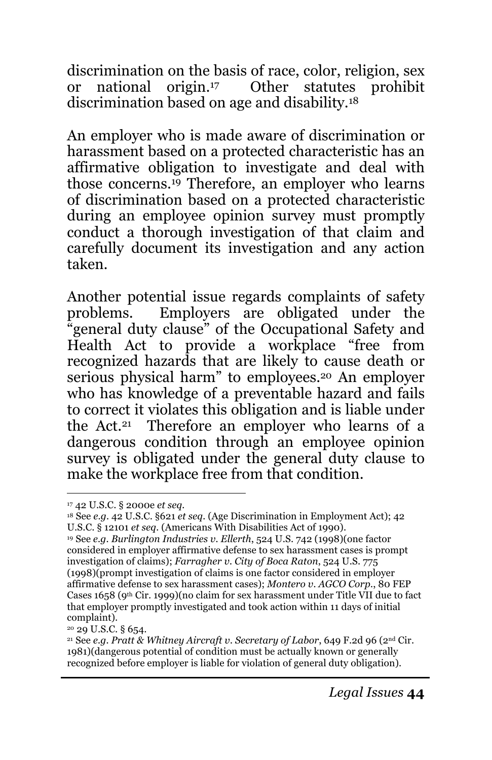discrimination on the basis of race, color, religion, sex or national origin.[17] Other statutes prohibit discrimination based on age and disability.[18]

An employer who is made aware of discrimination or harassment based on a protected characteristic has an affirmative obligation to investigate and deal with those concerns.[19] Therefore, an employer who learns of discrimination based on a protected characteristic during an employee opinion survey must promptly conduct a thorough investigation of that claim and carefully document its investigation and any action taken.

Another potential issue regards complaints of safety problems. Employers are obligated under the "general duty clause" of the Occupational Safety and Health Act to provide a workplace "free from recognized hazards that are likely to cause death or serious physical harm" to employees.[20] An employer who has knowledge of a preventable hazard and fails to correct it violates this obligation and is liable under the Act.[21] Therefore an employer who learns of a dangerous condition through an employee opinion survey is obligated under the general duty clause to make the workplace free from that condition.

---

[17] 42 U.S.C. § 2000e *et seq.*

[18] See *e.g.* 42 U.S.C. §621 *et seq.* (Age Discrimination in Employment Act); 42 U.S.C. § 12101 *et seq.* (Americans With Disabilities Act of 1990).

[19] See *e.g. Burlington Industries v. Ellerth*, 524 U.S. 742 (1998)(one factor considered in employer affirmative defense to sex harassment cases is prompt investigation of claims); *Farragher v. City of Boca Raton*, 524 U.S. 775 (1998)(prompt investigation of claims is one factor considered in employer affirmative defense to sex harassment cases); *Montero v. AGCO Corp.*, 80 FEP Cases 1658 (9th Cir. 1999)(no claim for sex harassment under Title VII due to fact that employer promptly investigated and took action within 11 days of initial complaint).

[20] 29 U.S.C. § 654.

[21] See *e.g. Pratt & Whitney Aircraft v. Secretary of Labor*, 649 F.2d 96 (2nd Cir. 1981)(dangerous potential of condition must be actually known or generally recognized before employer is liable for violation of general duty obligation).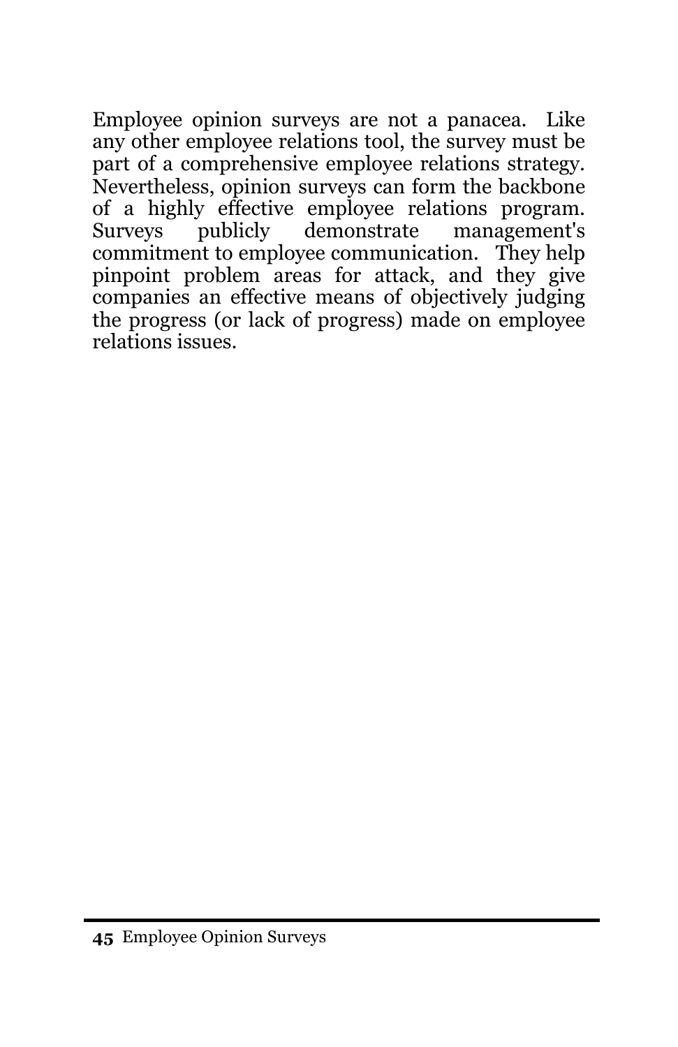Employee opinion surveys are not a panacea. Like any other employee relations tool, the survey must be part of a comprehensive employee relations strategy. Nevertheless, opinion surveys can form the backbone of a highly effective employee relations program. Surveys publicly demonstrate management's commitment to employee communication. They help pinpoint problem areas for attack, and they give companies an effective means of objectively judging the progress (or lack of progress) made on employee relations issues.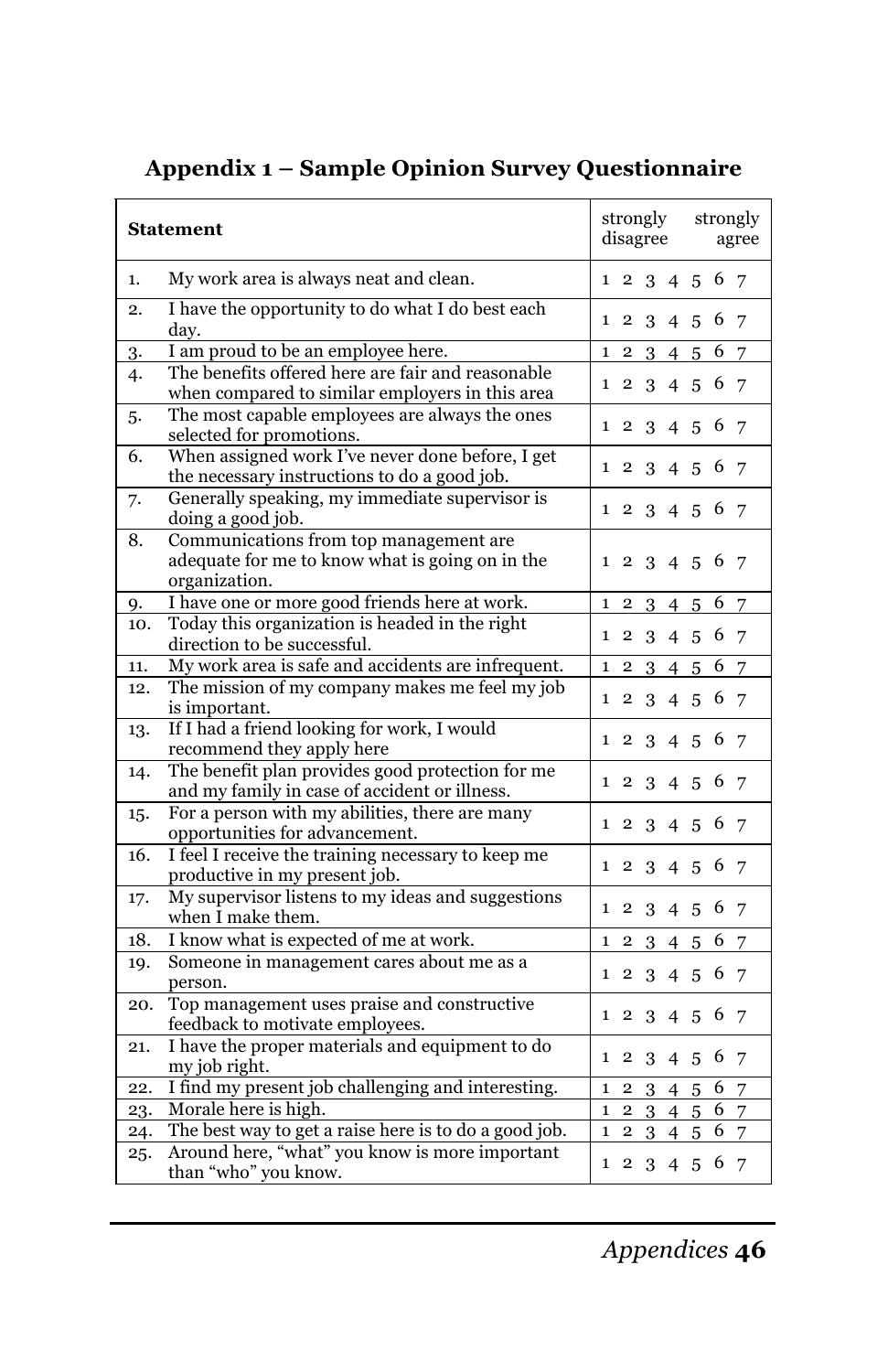## Appendix 1 – Sample Opinion Survey Questionnaire

| | Statement | strongly disagree / strongly agree |
|---|---|---|
| 1. | My work area is always neat and clean. | 1 2 3 4 5 6 7 |
| 2. | I have the opportunity to do what I do best each day. | 1 2 3 4 5 6 7 |
| 3. | I am proud to be an employee here. | 1 2 3 4 5 6 7 |
| 4. | The benefits offered here are fair and reasonable when compared to similar employers in this area | 1 2 3 4 5 6 7 |
| 5. | The most capable employees are always the ones selected for promotions. | 1 2 3 4 5 6 7 |
| 6. | When assigned work I've never done before, I get the necessary instructions to do a good job. | 1 2 3 4 5 6 7 |
| 7. | Generally speaking, my immediate supervisor is doing a good job. | 1 2 3 4 5 6 7 |
| 8. | Communications from top management are adequate for me to know what is going on in the organization. | 1 2 3 4 5 6 7 |
| 9. | I have one or more good friends here at work. | 1 2 3 4 5 6 7 |
| 10. | Today this organization is headed in the right direction to be successful. | 1 2 3 4 5 6 7 |
| 11. | My work area is safe and accidents are infrequent. | 1 2 3 4 5 6 7 |
| 12. | The mission of my company makes me feel my job is important. | 1 2 3 4 5 6 7 |
| 13. | If I had a friend looking for work, I would recommend they apply here | 1 2 3 4 5 6 7 |
| 14. | The benefit plan provides good protection for me and my family in case of accident or illness. | 1 2 3 4 5 6 7 |
| 15. | For a person with my abilities, there are many opportunities for advancement. | 1 2 3 4 5 6 7 |
| 16. | I feel I receive the training necessary to keep me productive in my present job. | 1 2 3 4 5 6 7 |
| 17. | My supervisor listens to my ideas and suggestions when I make them. | 1 2 3 4 5 6 7 |
| 18. | I know what is expected of me at work. | 1 2 3 4 5 6 7 |
| 19. | Someone in management cares about me as a person. | 1 2 3 4 5 6 7 |
| 20. | Top management uses praise and constructive feedback to motivate employees. | 1 2 3 4 5 6 7 |
| 21. | I have the proper materials and equipment to do my job right. | 1 2 3 4 5 6 7 |
| 22. | I find my present job challenging and interesting. | 1 2 3 4 5 6 7 |
| 23. | Morale here is high. | 1 2 3 4 5 6 7 |
| 24. | The best way to get a raise here is to do a good job. | 1 2 3 4 5 6 7 |
| 25. | Around here, "what" you know is more important than "who" you know. | 1 2 3 4 5 6 7 |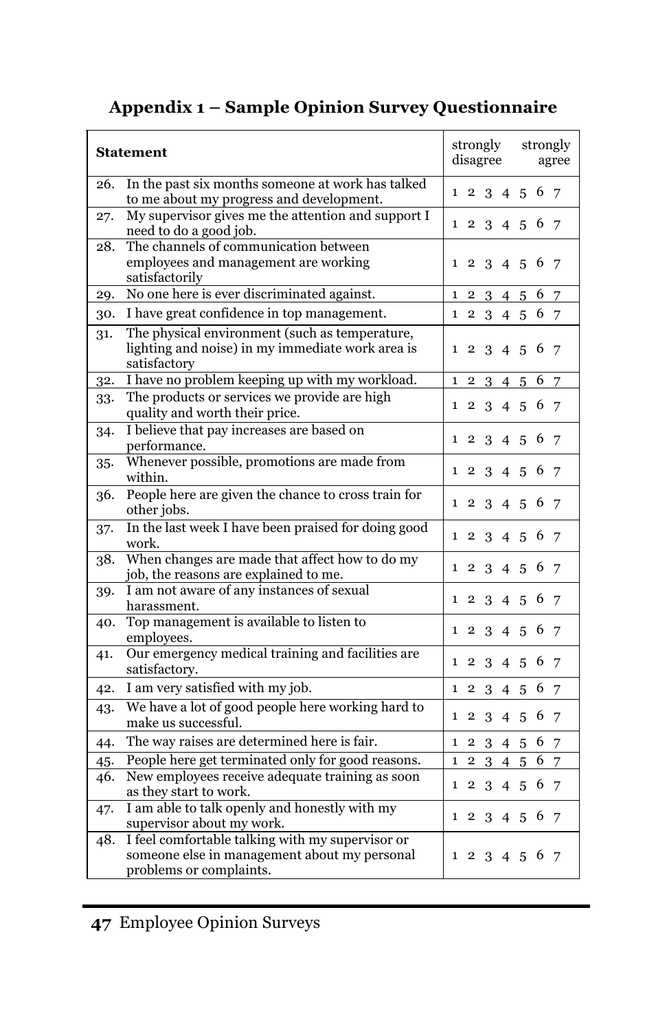## Appendix 1 – Sample Opinion Survey Questionnaire

| Statement | strongly disagree    strongly agree |
|---|---|
| 26. In the past six months someone at work has talked to me about my progress and development. | 1 2 3 4 5 6 7 |
| 27. My supervisor gives me the attention and support I need to do a good job. | 1 2 3 4 5 6 7 |
| 28. The channels of communication between employees and management are working satisfactorily | 1 2 3 4 5 6 7 |
| 29. No one here is ever discriminated against. | 1 2 3 4 5 6 7 |
| 30. I have great confidence in top management. | 1 2 3 4 5 6 7 |
| 31. The physical environment (such as temperature, lighting and noise) in my immediate work area is satisfactory | 1 2 3 4 5 6 7 |
| 32. I have no problem keeping up with my workload. | 1 2 3 4 5 6 7 |
| 33. The products or services we provide are high quality and worth their price. | 1 2 3 4 5 6 7 |
| 34. I believe that pay increases are based on performance. | 1 2 3 4 5 6 7 |
| 35. Whenever possible, promotions are made from within. | 1 2 3 4 5 6 7 |
| 36. People here are given the chance to cross train for other jobs. | 1 2 3 4 5 6 7 |
| 37. In the last week I have been praised for doing good work. | 1 2 3 4 5 6 7 |
| 38. When changes are made that affect how to do my job, the reasons are explained to me. | 1 2 3 4 5 6 7 |
| 39. I am not aware of any instances of sexual harassment. | 1 2 3 4 5 6 7 |
| 40. Top management is available to listen to employees. | 1 2 3 4 5 6 7 |
| 41. Our emergency medical training and facilities are satisfactory. | 1 2 3 4 5 6 7 |
| 42. I am very satisfied with my job. | 1 2 3 4 5 6 7 |
| 43. We have a lot of good people here working hard to make us successful. | 1 2 3 4 5 6 7 |
| 44. The way raises are determined here is fair. | 1 2 3 4 5 6 7 |
| 45. People here get terminated only for good reasons. | 1 2 3 4 5 6 7 |
| 46. New employees receive adequate training as soon as they start to work. | 1 2 3 4 5 6 7 |
| 47. I am able to talk openly and honestly with my supervisor about my work. | 1 2 3 4 5 6 7 |
| 48. I feel comfortable talking with my supervisor or someone else in management about my personal problems or complaints. | 1 2 3 4 5 6 7 |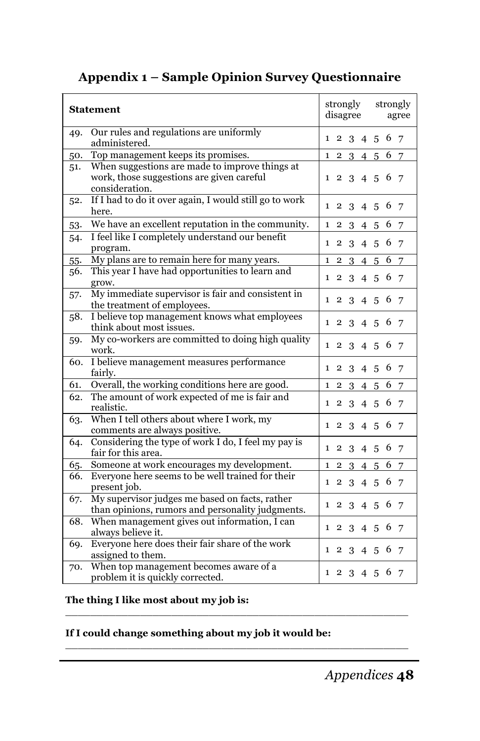## Appendix 1 – Sample Opinion Survey Questionnaire

| Statement | strongly disagree &nbsp;&nbsp;&nbsp; strongly agree |
|---|---|
| 49. Our rules and regulations are uniformly administered. | 1 2 3 4 5 6 7 |
| 50. Top management keeps its promises. | 1 2 3 4 5 6 7 |
| 51. When suggestions are made to improve things at work, those suggestions are given careful consideration. | 1 2 3 4 5 6 7 |
| 52. If I had to do it over again, I would still go to work here. | 1 2 3 4 5 6 7 |
| 53. We have an excellent reputation in the community. | 1 2 3 4 5 6 7 |
| 54. I feel like I completely understand our benefit program. | 1 2 3 4 5 6 7 |
| 55. My plans are to remain here for many years. | 1 2 3 4 5 6 7 |
| 56. This year I have had opportunities to learn and grow. | 1 2 3 4 5 6 7 |
| 57. My immediate supervisor is fair and consistent in the treatment of employees. | 1 2 3 4 5 6 7 |
| 58. I believe top management knows what employees think about most issues. | 1 2 3 4 5 6 7 |
| 59. My co-workers are committed to doing high quality work. | 1 2 3 4 5 6 7 |
| 60. I believe management measures performance fairly. | 1 2 3 4 5 6 7 |
| 61. Overall, the working conditions here are good. | 1 2 3 4 5 6 7 |
| 62. The amount of work expected of me is fair and realistic. | 1 2 3 4 5 6 7 |
| 63. When I tell others about where I work, my comments are always positive. | 1 2 3 4 5 6 7 |
| 64. Considering the type of work I do, I feel my pay is fair for this area. | 1 2 3 4 5 6 7 |
| 65. Someone at work encourages my development. | 1 2 3 4 5 6 7 |
| 66. Everyone here seems to be well trained for their present job. | 1 2 3 4 5 6 7 |
| 67. My supervisor judges me based on facts, rather than opinions, rumors and personality judgments. | 1 2 3 4 5 6 7 |
| 68. When management gives out information, I can always believe it. | 1 2 3 4 5 6 7 |
| 69. Everyone here does their fair share of the work assigned to them. | 1 2 3 4 5 6 7 |
| 70. When top management becomes aware of a problem it is quickly corrected. | 1 2 3 4 5 6 7 |

**The thing I like most about my job is:**

\_\_\_\_\_\_\_\_\_\_\_\_\_\_\_\_\_\_\_\_\_\_\_\_\_\_\_\_\_\_\_\_\_\_\_\_\_\_\_\_\_\_\_\_\_\_\_\_\_\_

**If I could change something about my job it would be:**

\_\_\_\_\_\_\_\_\_\_\_\_\_\_\_\_\_\_\_\_\_\_\_\_\_\_\_\_\_\_\_\_\_\_\_\_\_\_\_\_\_\_\_\_\_\_\_\_\_\_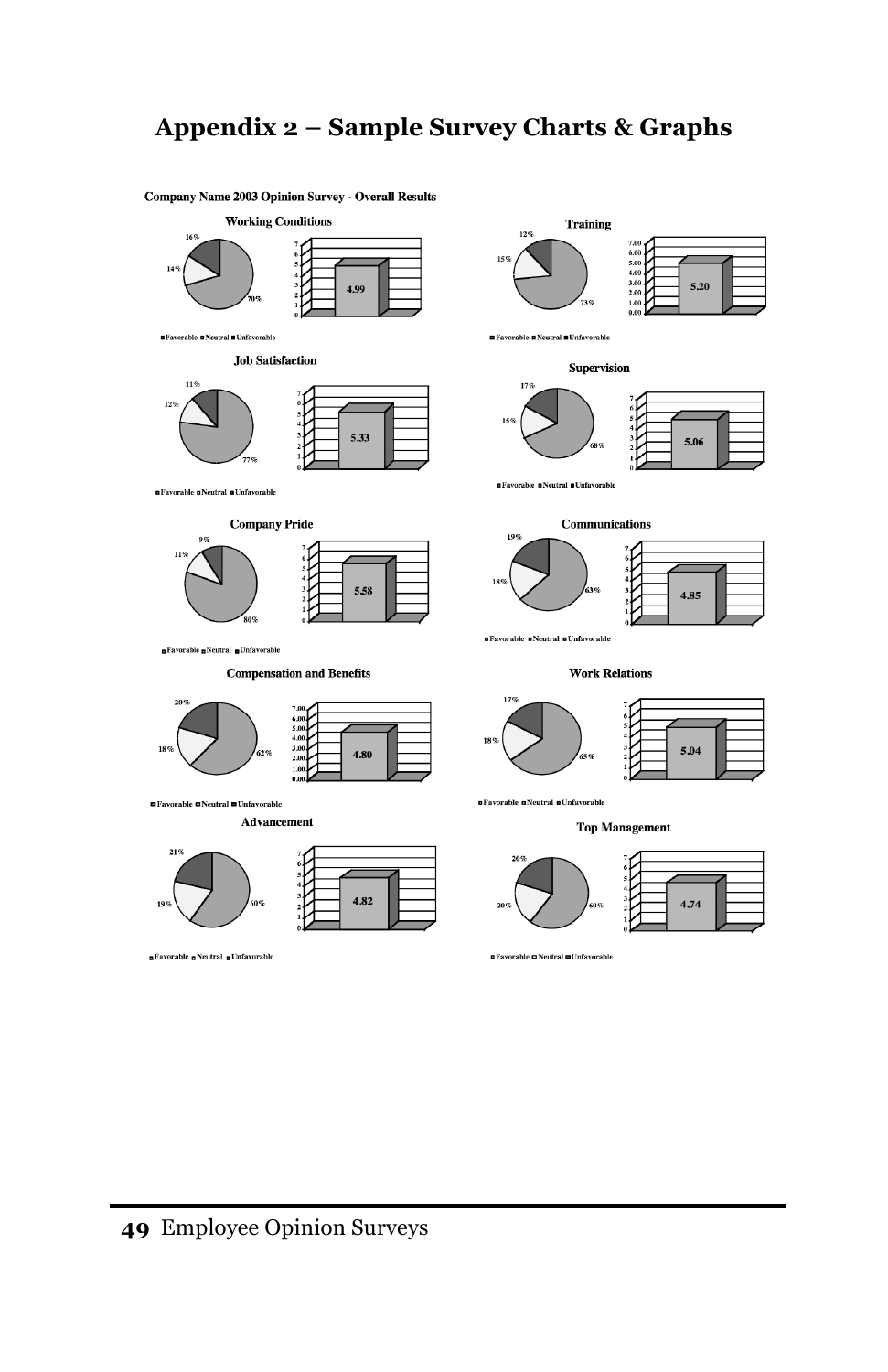# Appendix 2 – Sample Survey Charts & Graphs

**Company Name 2003 Opinion Survey - Overall Results**

**Working Conditions**

16%, 14%, 70%

4.99

Favorable Neutral Unfavorable

**Training**

12%, 15%, 73%

5.20

Favorable Neutral Unfavorable

**Job Satisfaction**

11%, 12%, 77%

5.33

Favorable Neutral Unfavorable

**Supervision**

17%, 15%, 68%

5.06

Favorable Neutral Unfavorable

**Company Pride**

9%, 11%, 80%

5.58

Favorable Neutral Unfavorable

**Communications**

19%, 18%, 63%

4.85

Favorable Neutral Unfavorable

**Compensation and Benefits**

20%, 18%, 62%

4.80

Favorable Neutral Unfavorable

**Work Relations**

17%, 18%, 65%

5.04

Favorable Neutral Unfavorable

**Advancement**

21%, 19%, 60%

4.82

Favorable Neutral Unfavorable

**Top Management**

20%, 20%, 60%

4.74

Favorable Neutral Unfavorable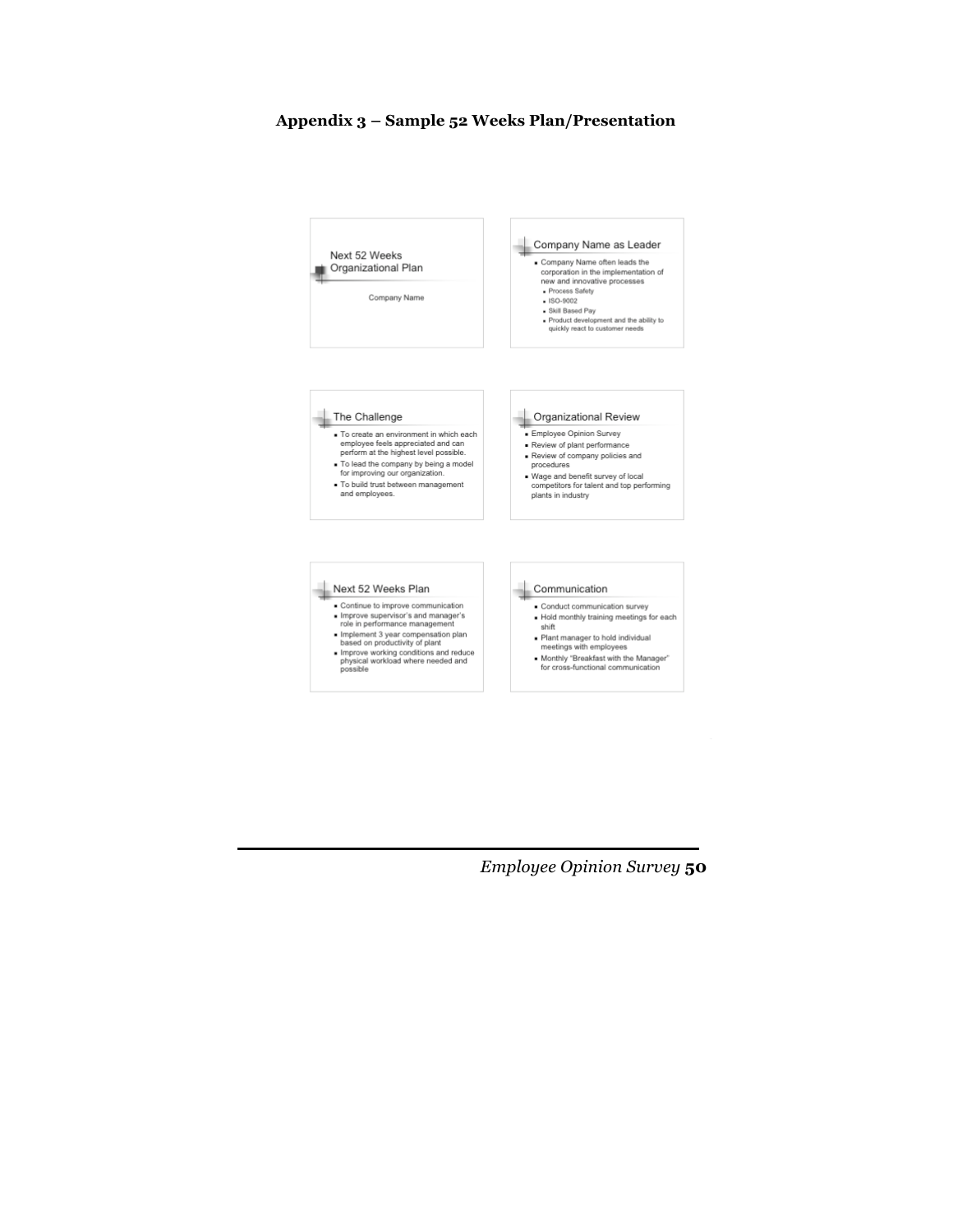## Appendix 3 – Sample 52 Weeks Plan/Presentation

### Next 52 Weeks Organizational Plan

Company Name

### Company Name as Leader

- Company Name often leads the corporation in the implementation of new and innovative processes
  - Process Safety
  - ISO-9002
  - Skill Based Pay
  - Product development and the ability to quickly react to customer needs

### The Challenge

- To create an environment in which each employee feels appreciated and can perform at the highest level possible.
- To lead the company by being a model for improving our organization.
- To build trust between management and employees.

### Organizational Review

- Employee Opinion Survey
- Review of plant performance
- Review of company policies and procedures
- Wage and benefit survey of local competitors for talent and top performing plants in industry

### Next 52 Weeks Plan

- Continue to improve communication
- Improve supervisor's and manager's role in performance management
- Implement 3 year compensation plan based on productivity of plant
- Improve working conditions and reduce physical workload where needed and possible

### Communication

- Conduct communication survey
- Hold monthly training meetings for each shift
- Plant manager to hold individual meetings with employees
- Monthly "Breakfast with the Manager" for cross-functional communication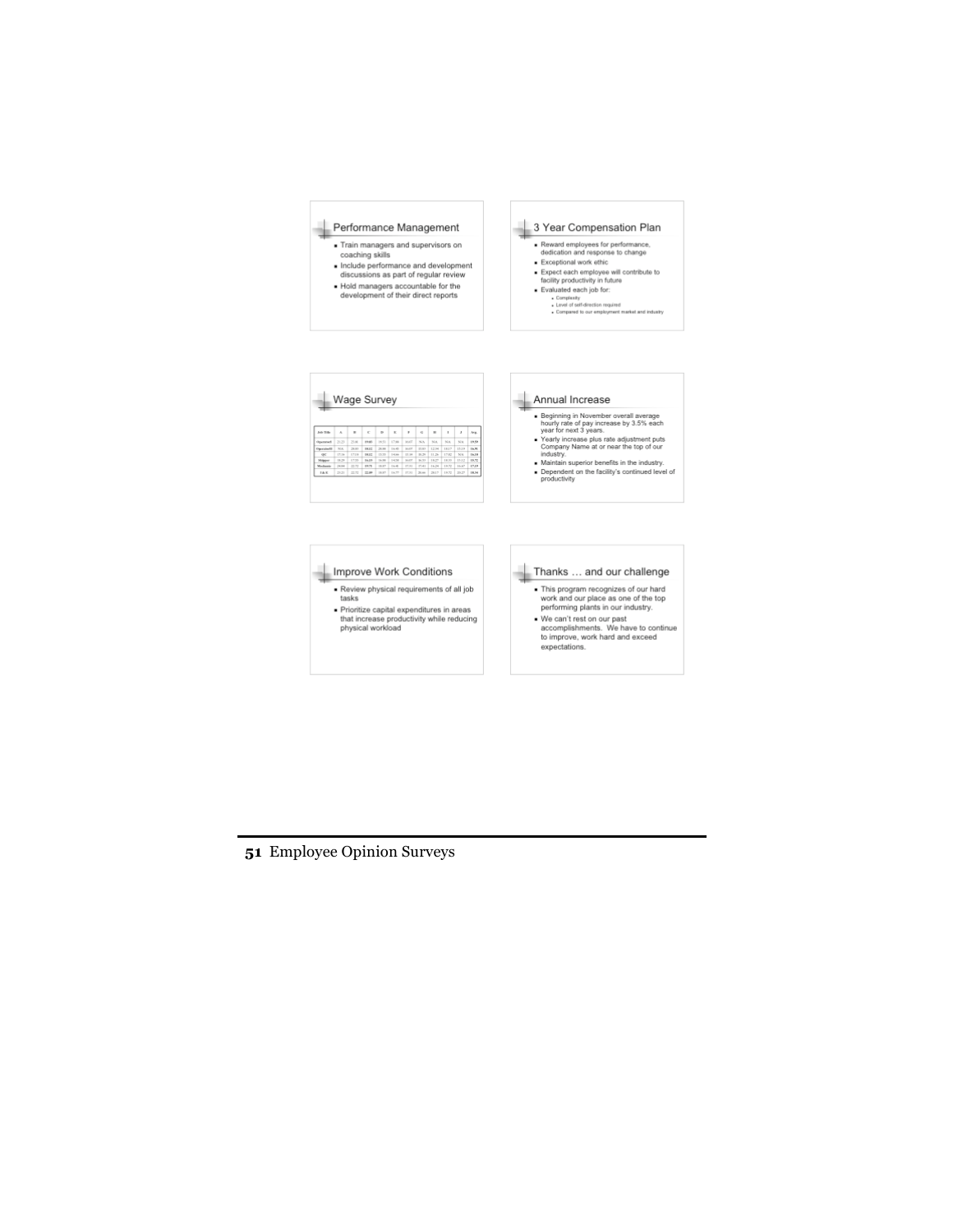## Performance Management

- Train managers and supervisors on coaching skills
- Include performance and development discussions as part of regular review
- Hold managers accountable for the development of their direct reports

## 3 Year Compensation Plan

- Reward employees for performance, dedication and response to change
- Exceptional work ethic
- Expect each employee will contribute to facility productivity in future
- Evaluated each job for:
  - Complexity
  - Level of self-direction required
  - Compared to our employment market and industry

## Wage Survey

## Annual Increase

- Beginning in November overall average hourly rate of pay increase by 3.5% each year for next 3 years.
- Yearly increase plus rate adjustment puts Company Name at or near the top of our industry.
- Maintain superior benefits in the industry.
- Dependent on the facility's continued level of productivity

## Improve Work Conditions

- Review physical requirements of all job tasks
- Prioritize capital expenditures in areas that increase productivity while reducing physical workload

## Thanks … and our challenge

- This program recognizes of our hard work and our place as one of the top performing plants in our industry.
- We can't rest on our past accomplishments. We have to continue to improve, work hard and exceed expectations.